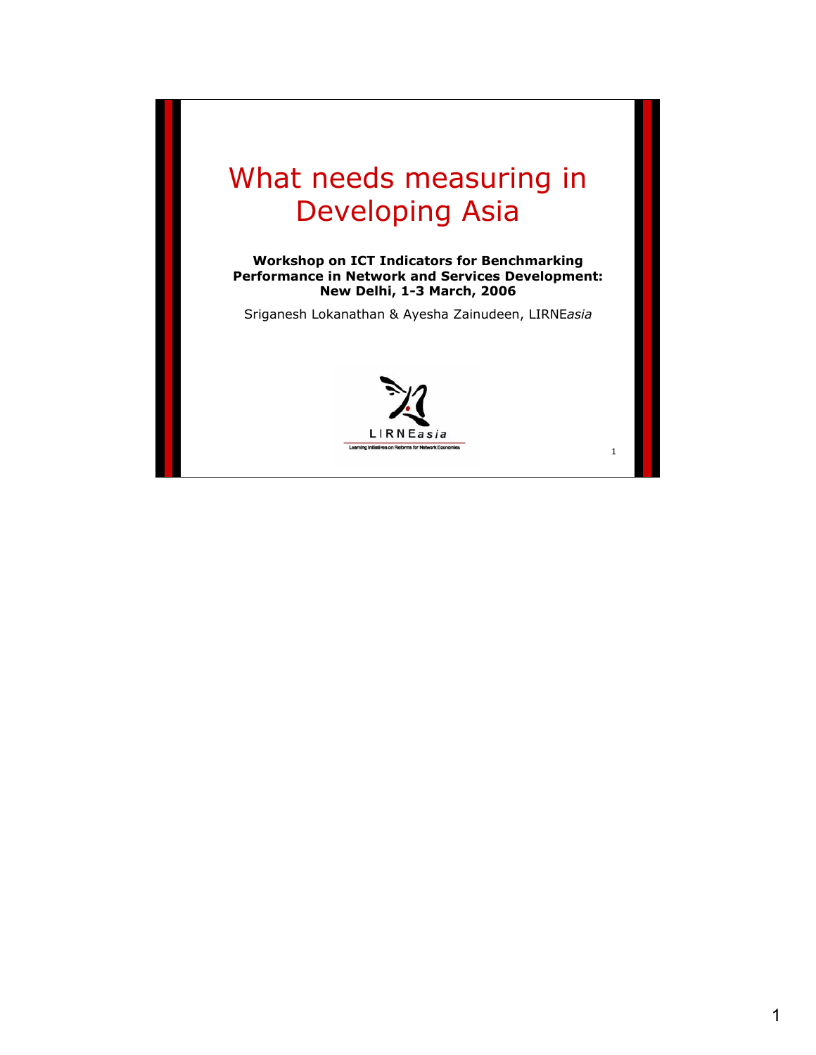# What needs measuring in Developing Asia

**Workshop on ICT Indicators for Benchmarking Performance in Network and Services Development: New Delhi, 1-3 March, 2006**

Sriganesh Lokanathan & Ayesha Zainudeen, LIRNE*asia*

LIRNE*asia*

Learning Initiatives on Reforms for Network Economies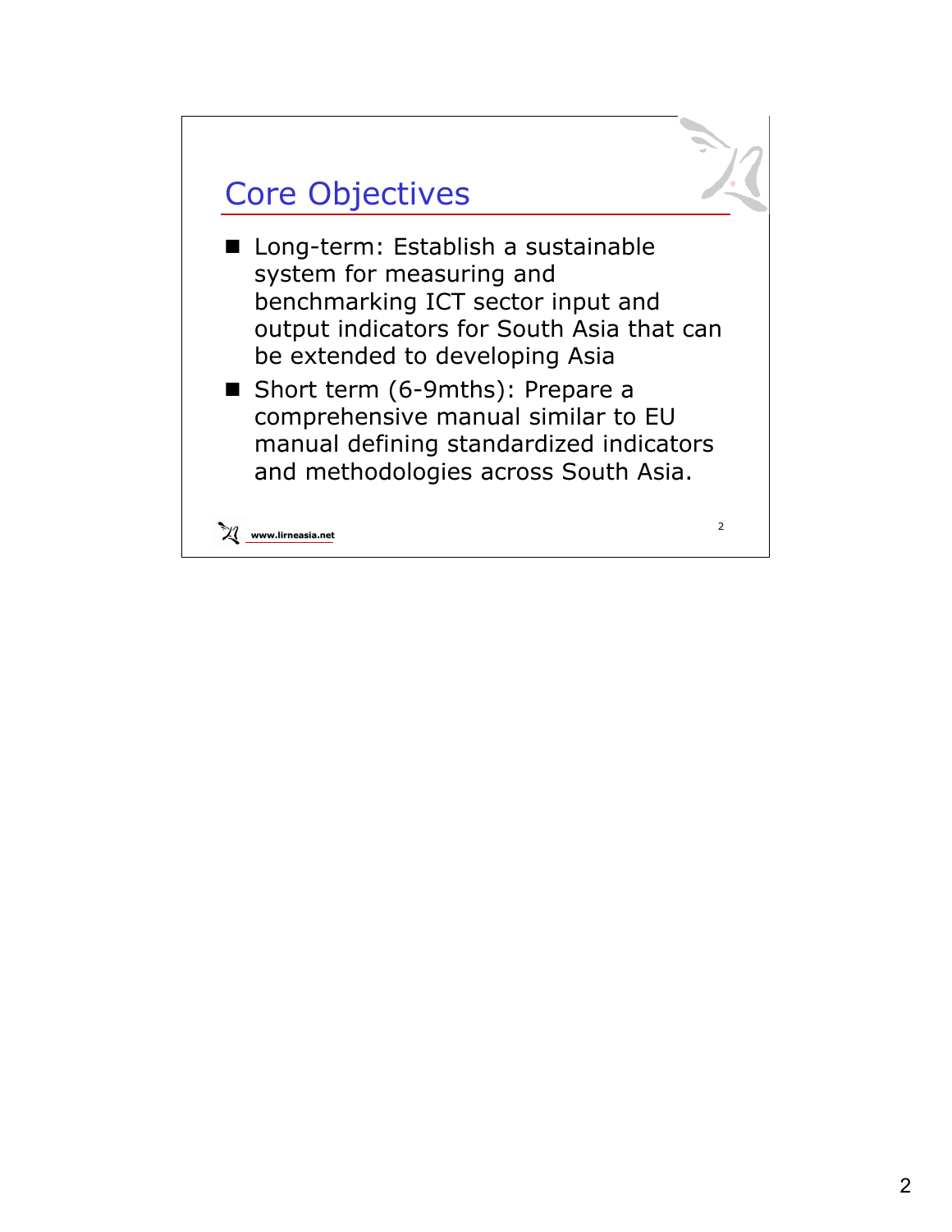## Core Objectives

- Long-term: Establish a sustainable system for measuring and benchmarking ICT sector input and output indicators for South Asia that can be extended to developing Asia
- Short term (6-9mths): Prepare a comprehensive manual similar to EU manual defining standardized indicators and methodologies across South Asia.

www.lirneasia.net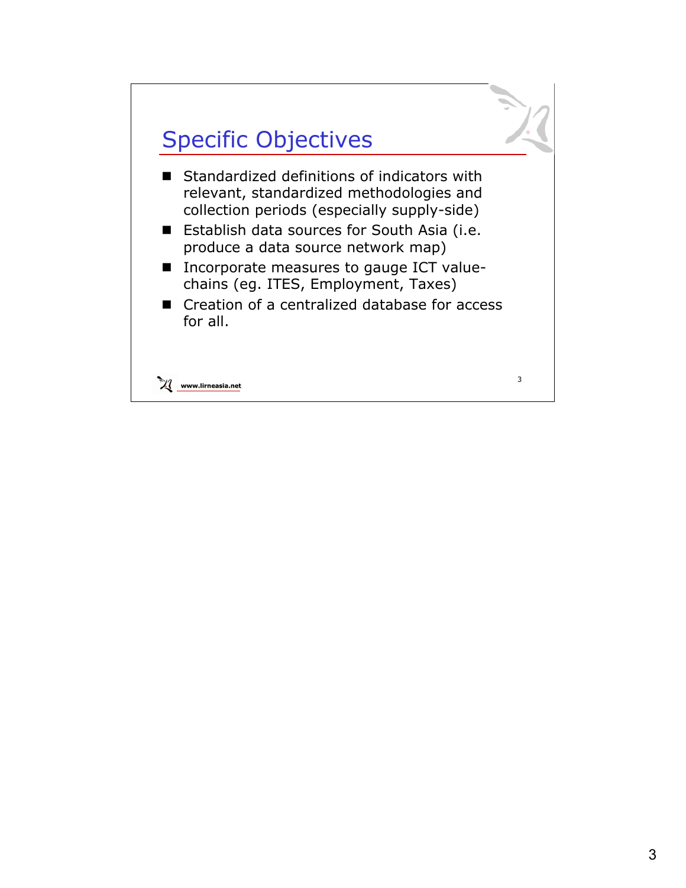## Specific Objectives

- Standardized definitions of indicators with relevant, standardized methodologies and collection periods (especially supply-side)
- Establish data sources for South Asia (i.e. produce a data source network map)
- Incorporate measures to gauge ICT value-chains (eg. ITES, Employment, Taxes)
- Creation of a centralized database for access for all.

www.lirneasia.net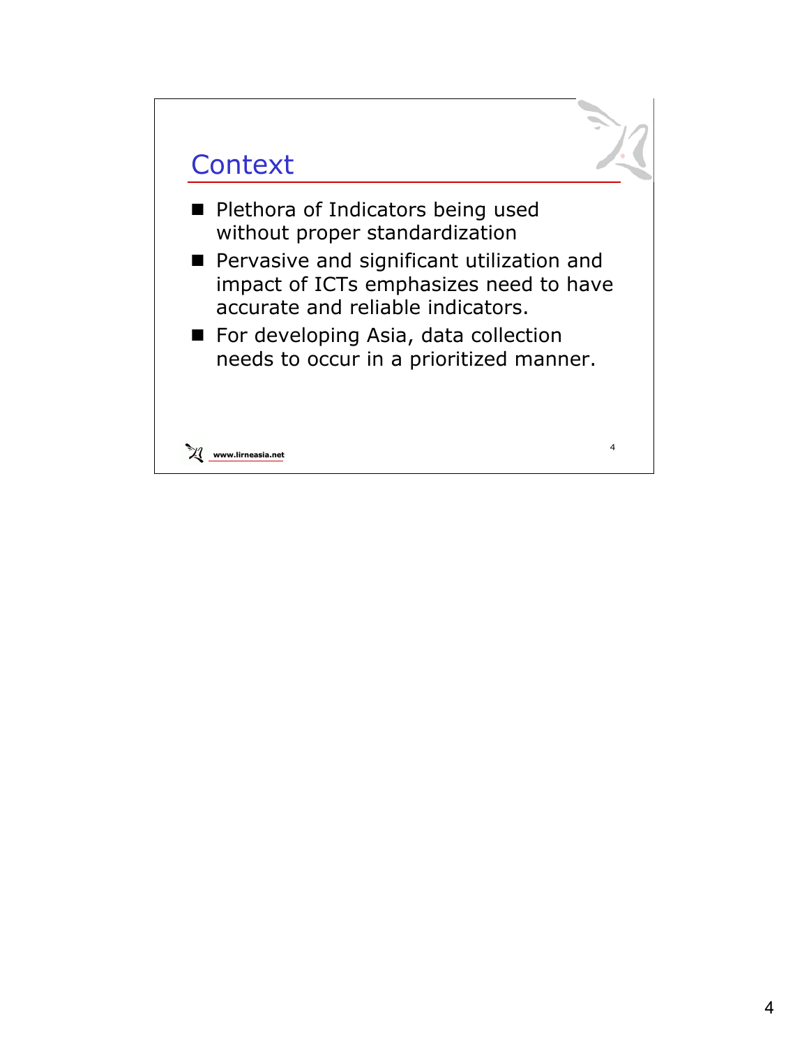## Context

- Plethora of Indicators being used without proper standardization
- Pervasive and significant utilization and impact of ICTs emphasizes need to have accurate and reliable indicators.
- For developing Asia, data collection needs to occur in a prioritized manner.

www.lirneasia.net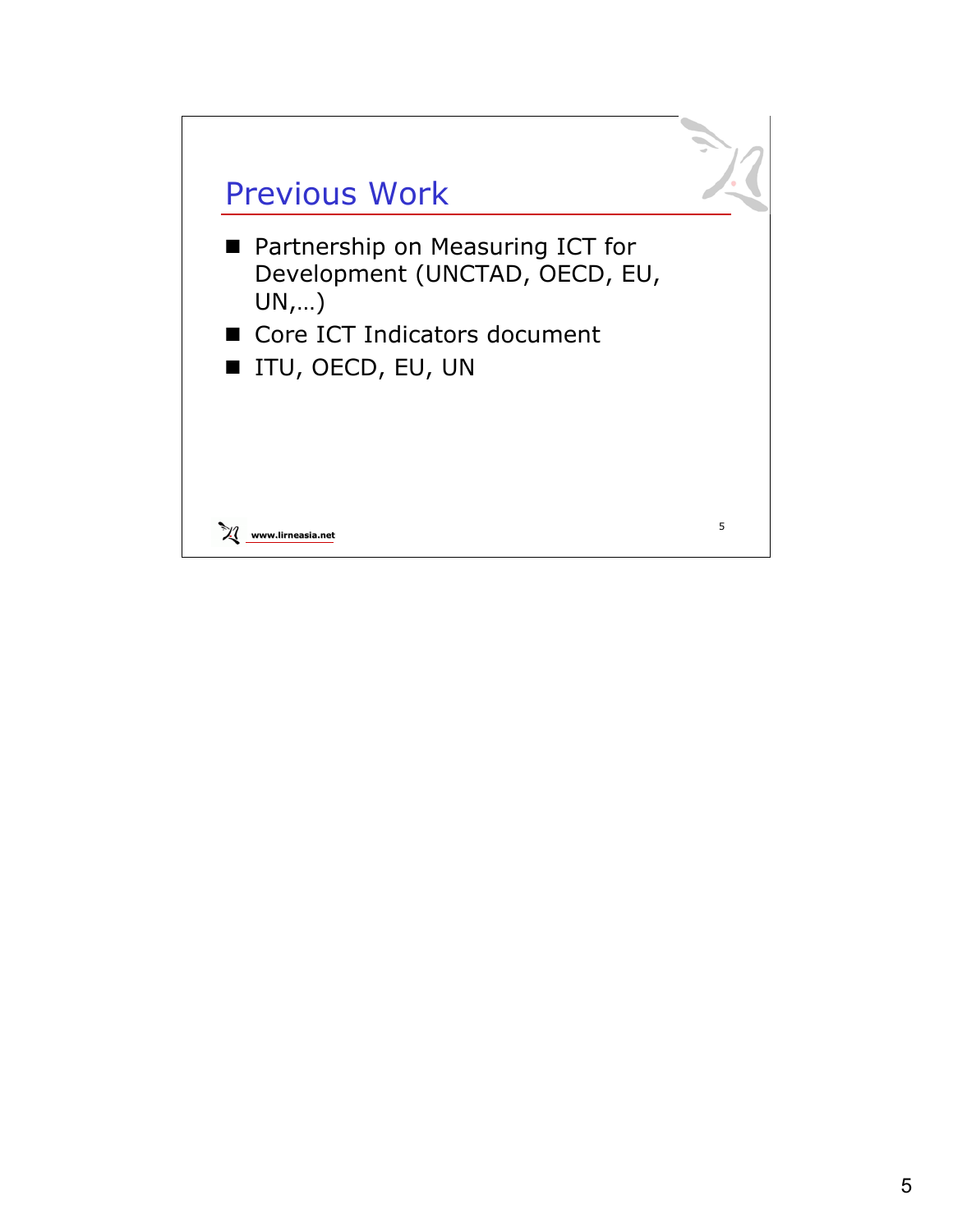## Previous Work

- Partnership on Measuring ICT for Development (UNCTAD, OECD, EU, UN,…)
- Core ICT Indicators document
- ITU, OECD, EU, UN

www.lirneasia.net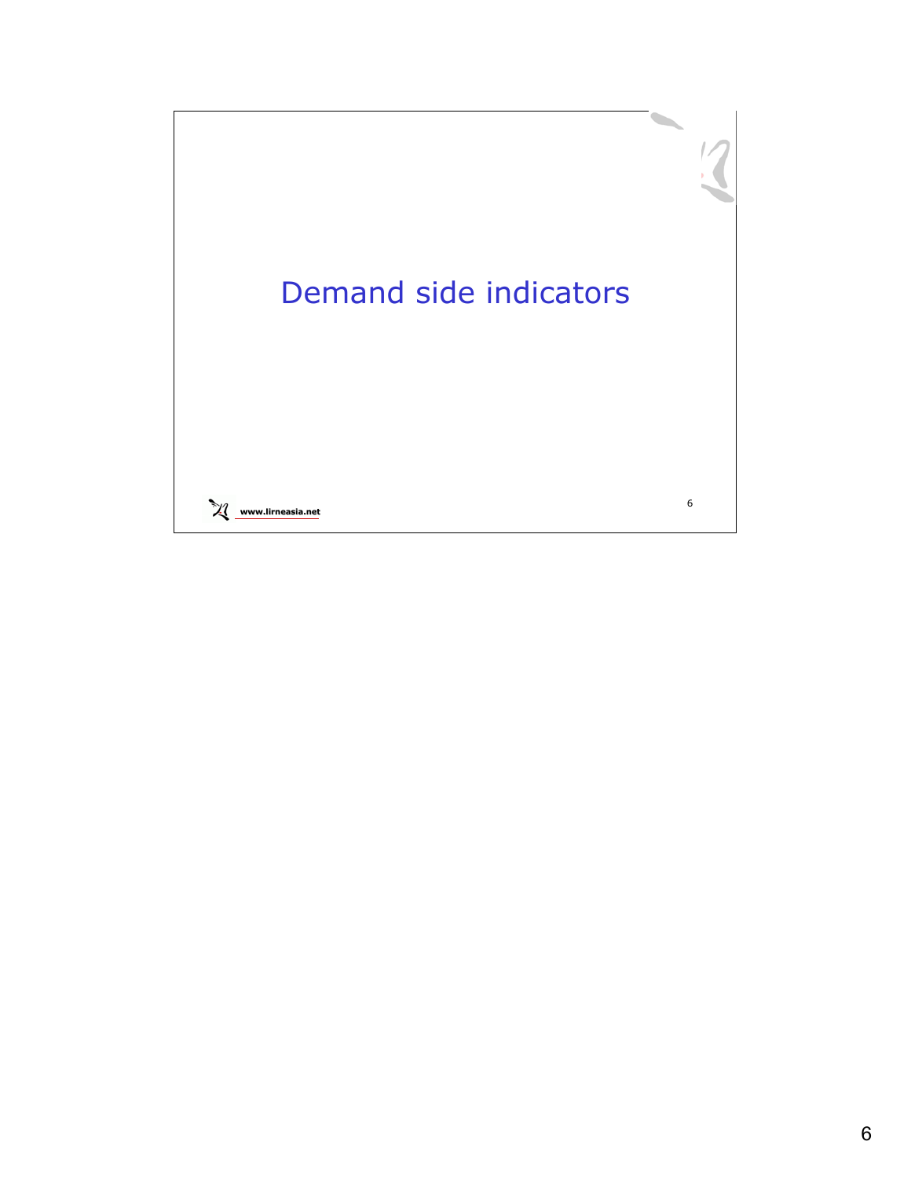# Demand side indicators

www.lirneasia.net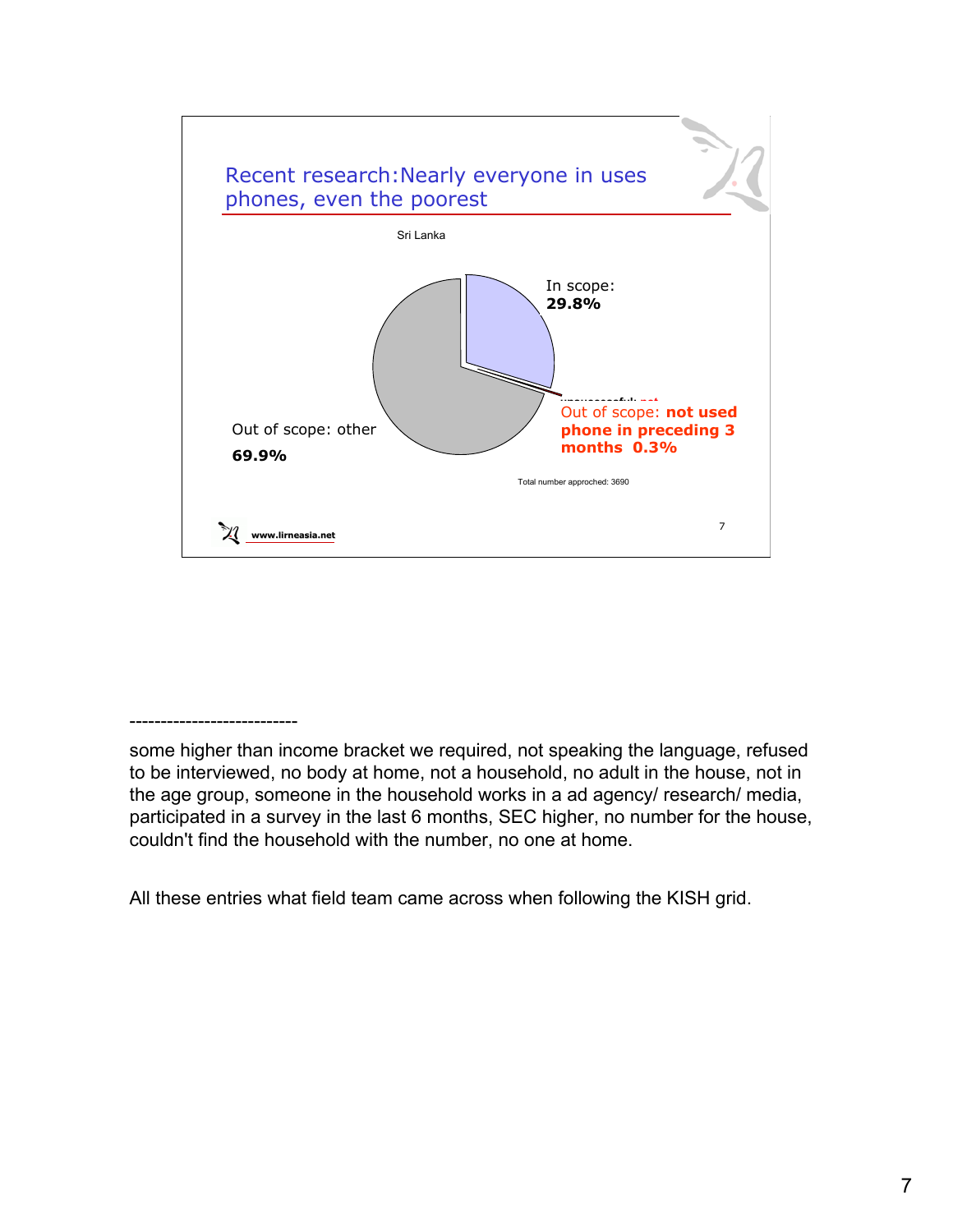## Recent research: Nearly everyone in uses phones, even the poorest

Sri Lanka

In scope: **29.8%**

Out of scope: **not used phone in preceding 3 months 0.3%**

Out of scope: other **69.9%**

Total number approched: 3690

www.lirneasia.net

---------------------------

some higher than income bracket we required, not speaking the language, refused to be interviewed, no body at home, not a household, no adult in the house, not in the age group, someone in the household works in a ad agency/ research/ media, participated in a survey in the last 6 months, SEC higher, no number for the house, couldn't find the household with the number, no one at home.

All these entries what field team came across when following the KISH grid.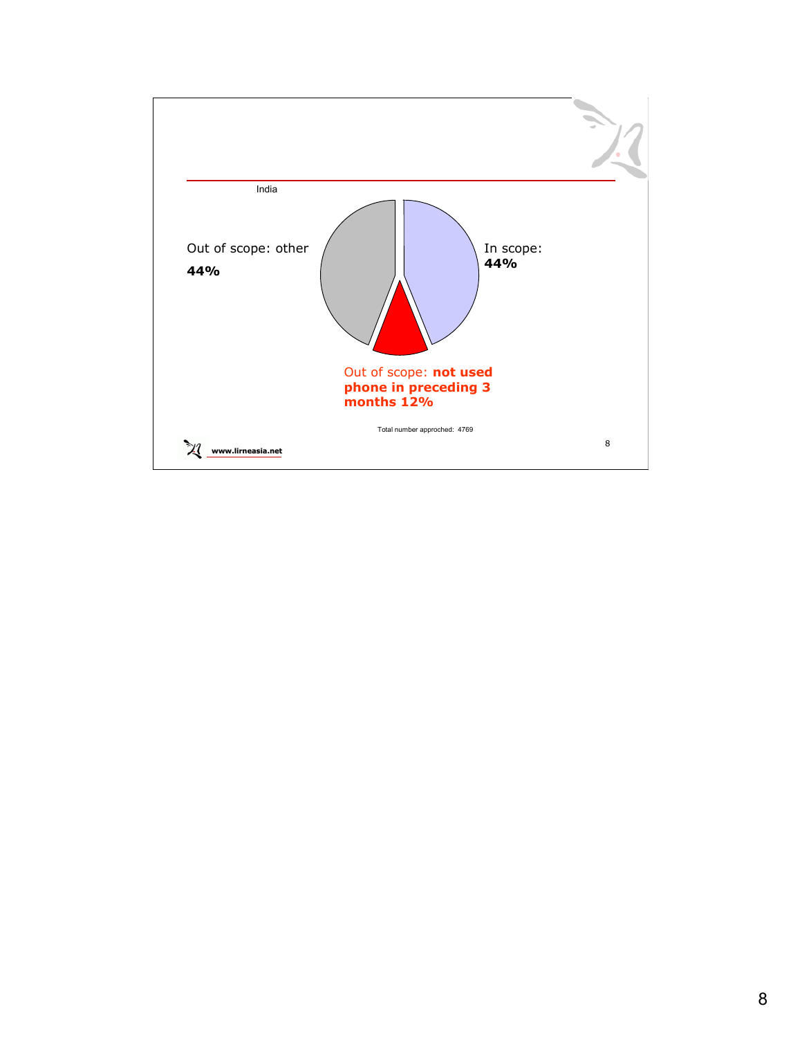India

Out of scope: other
**44%**

In scope:
**44%**

Out of scope: **not used phone in preceding 3 months 12%**

Total number approched: 4769

www.lirneasia.net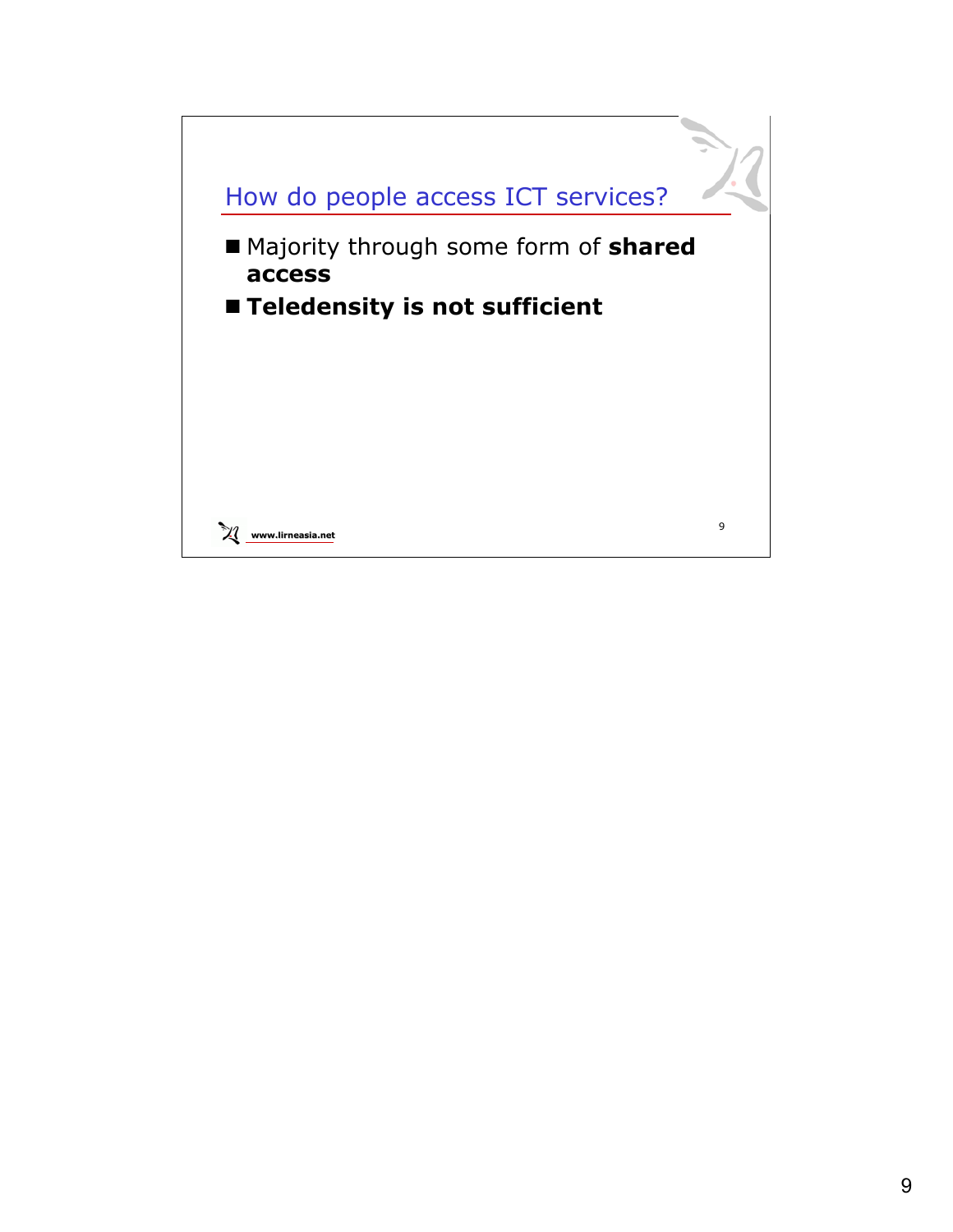## How do people access ICT services?

- Majority through some form of **shared access**
- **Teledensity is not sufficient**

www.lirneasia.net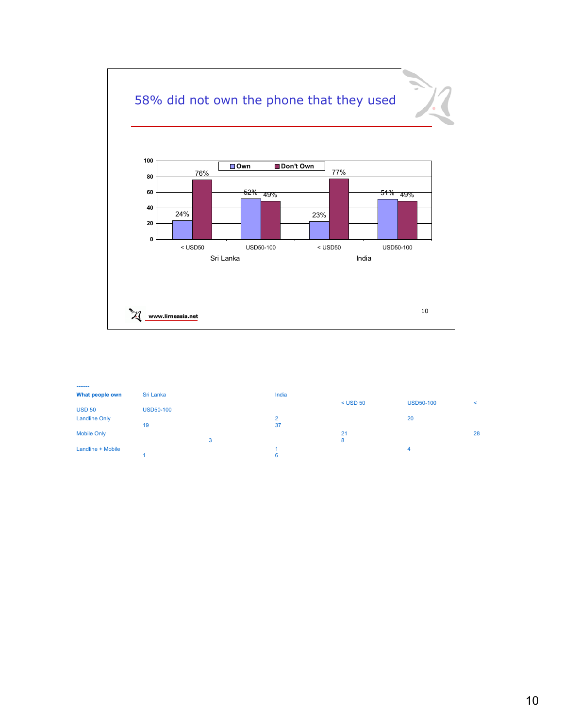# 58% did not own the phone that they used

| | Sri Lanka < USD50 | Sri Lanka USD50-100 | India < USD50 | India USD50-100 |
|---|---|---|---|---|
| Own | 24% | 52% | 23% | 51% |
| Don't Own | 76% | 49% | 77% | 49% |

www.lirneasia.net

-------

What people own Sri Lanka India < USD 50 USD50-100 <

USD 50 USD50-100
Landline Only 2 20
19 37
Mobile Only 21 28
3 8
Landline + Mobile 1 4
1 6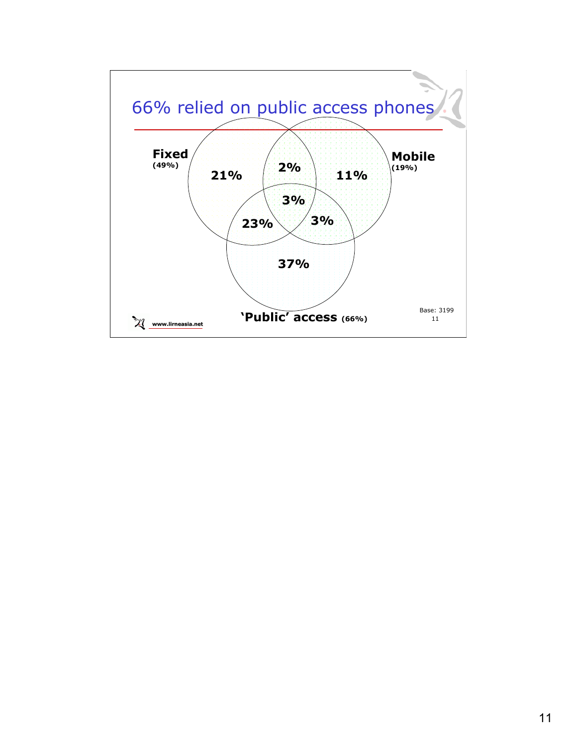# 66% relied on public access phones

**Fixed** (49%)

**Mobile** (19%)

**'Public' access** (66%)

- Fixed only: 21%
- Fixed & Mobile: 2%
- Mobile only: 11%
- Fixed, Mobile & Public: 3%
- Fixed & Public: 23%
- Mobile & Public: 3%
- Public only: 37%

Base: 3199

www.lirneasia.net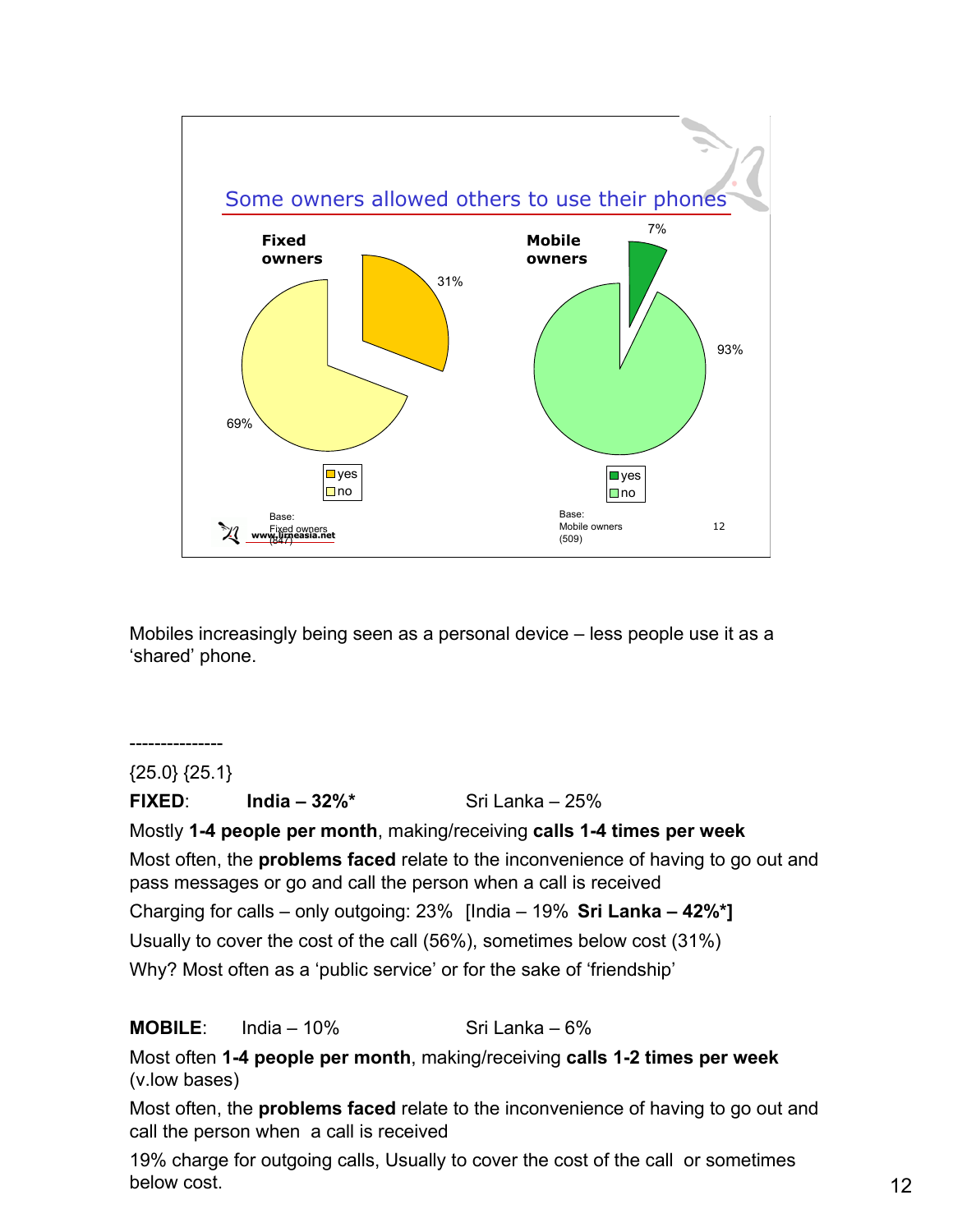## Some owners allowed others to use their phones

**Fixed owners**

- yes: 31%
- no: 69%

Base: Fixed owners (847)

**Mobile owners**

- yes: 7%
- no: 93%

Base: Mobile owners (509)

www.lirneasia.net

Mobiles increasingly being seen as a personal device – less people use it as a 'shared' phone.

---------------

{25.0} {25.1}

**FIXED**: **India – 32%*** Sri Lanka – 25%

Mostly **1-4 people per month**, making/receiving **calls 1-4 times per week**

Most often, the **problems faced** relate to the inconvenience of having to go out and pass messages or go and call the person when a call is received

Charging for calls – only outgoing: 23% [India – 19% **Sri Lanka – 42%*]**

Usually to cover the cost of the call (56%), sometimes below cost (31%)

Why? Most often as a 'public service' or for the sake of 'friendship'

**MOBILE**: India – 10% Sri Lanka – 6%

Most often **1-4 people per month**, making/receiving **calls 1-2 times per week** (v.low bases)

Most often, the **problems faced** relate to the inconvenience of having to go out and call the person when a call is received

19% charge for outgoing calls, Usually to cover the cost of the call or sometimes below cost.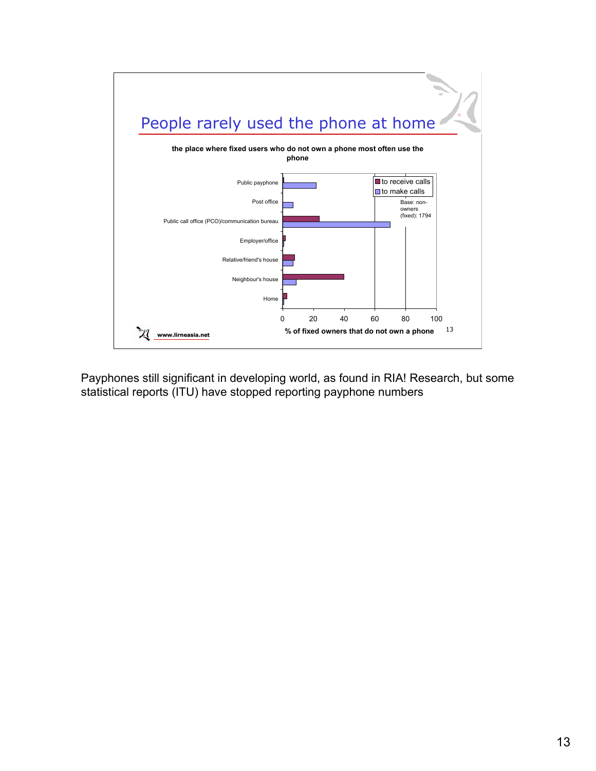## People rarely used the phone at home

**the place where fixed users who do not own a phone most often use the phone**

| Place | to receive calls | to make calls |
|---|---|---|
| Public payphone | 1 | 22 |
| Post office | 0 | 7 |
| Public call office (PCO)/communication bureau | 24 | 70 |
| Employer/office | 2 | 1 |
| Relative/friend's house | 8 | 7 |
| Neighbour's house | 40 | 9 |
| Home | 3 | 1 |

% of fixed owners that do not own a phone

Base: non-owners (fixed): 1794

www.lirneasia.net

Payphones still significant in developing world, as found in RIA! Research, but some statistical reports (ITU) have stopped reporting payphone numbers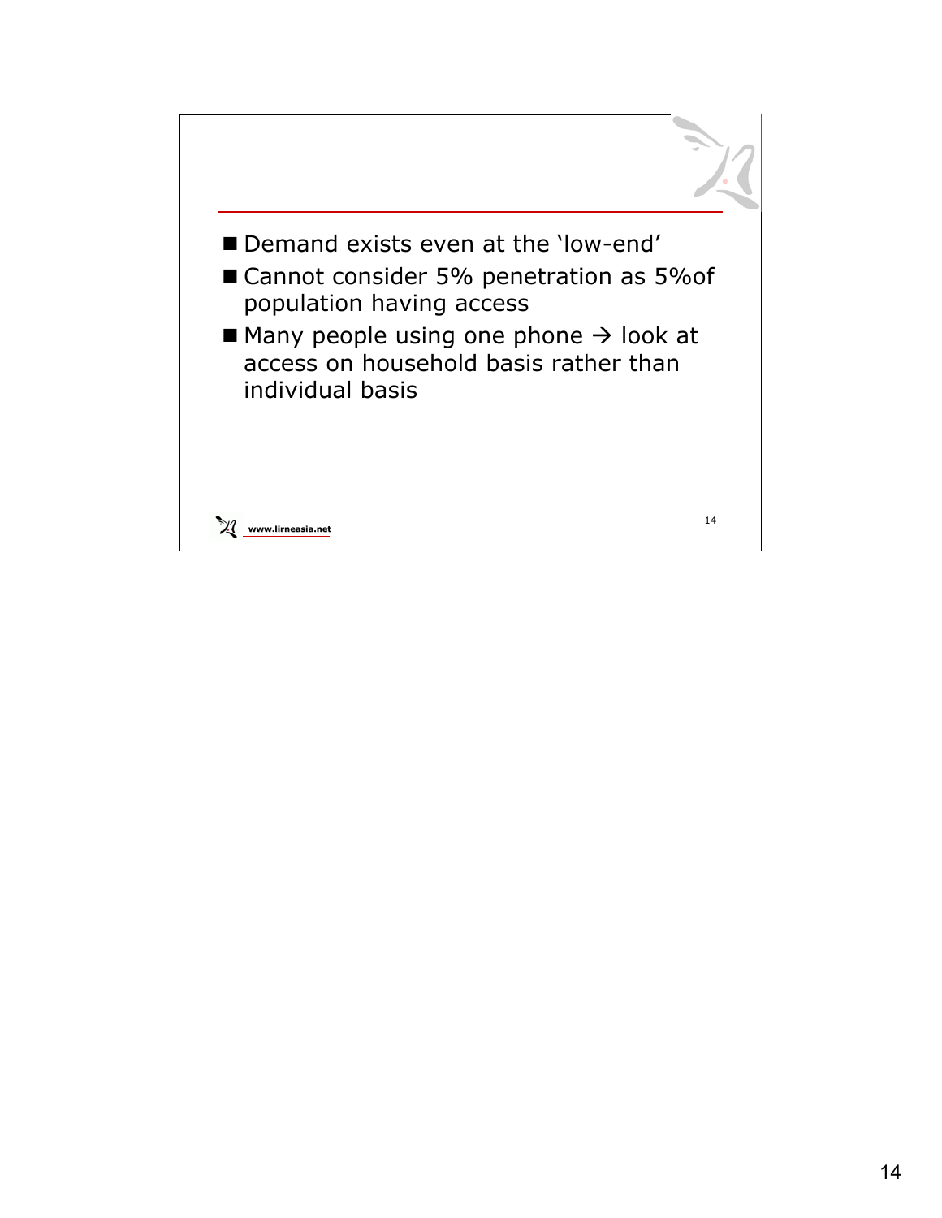- Demand exists even at the ‘low-end’
- Cannot consider 5% penetration as 5%of population having access
- Many people using one phone → look at access on household basis rather than individual basis

www.lirneasia.net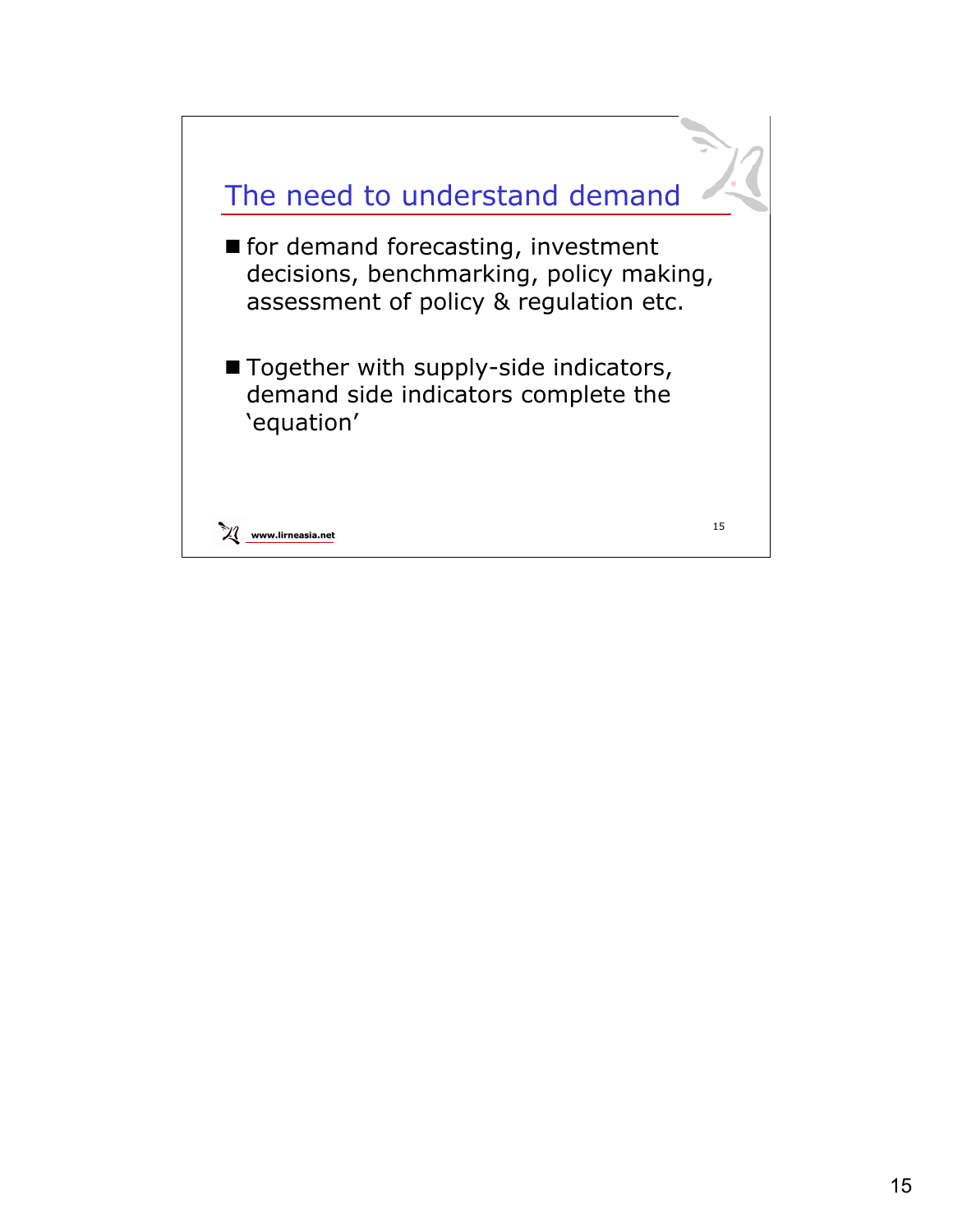## The need to understand demand

- for demand forecasting, investment decisions, benchmarking, policy making, assessment of policy & regulation etc.
- Together with supply-side indicators, demand side indicators complete the 'equation'

www.lirneasia.net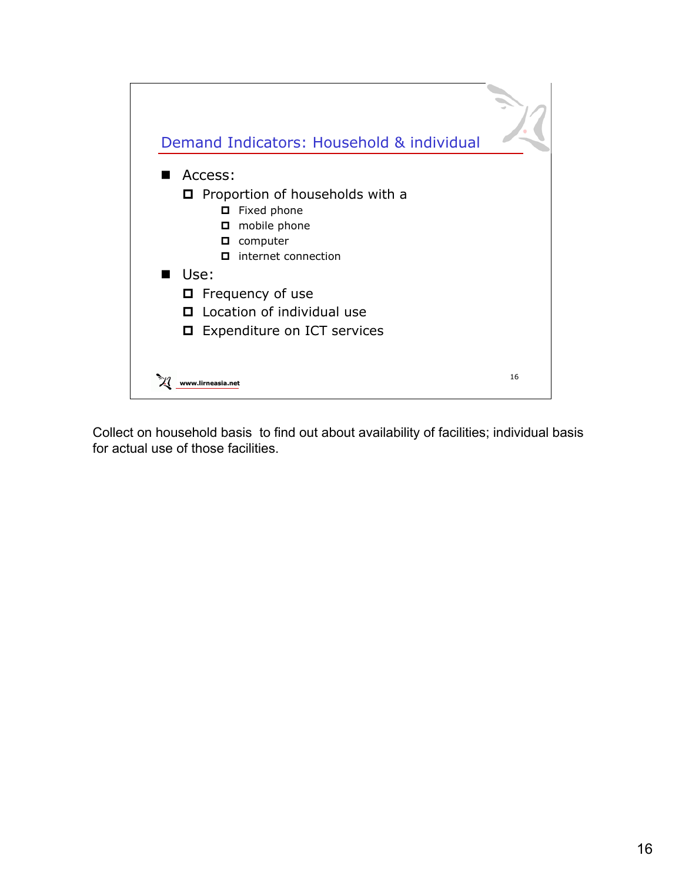## Demand Indicators: Household & individual

- Access:
  - Proportion of households with a
    - Fixed phone
    - mobile phone
    - computer
    - internet connection
- Use:
  - Frequency of use
  - Location of individual use
  - Expenditure on ICT services

www.lirneasia.net

Collect on household basis to find out about availability of facilities; individual basis for actual use of those facilities.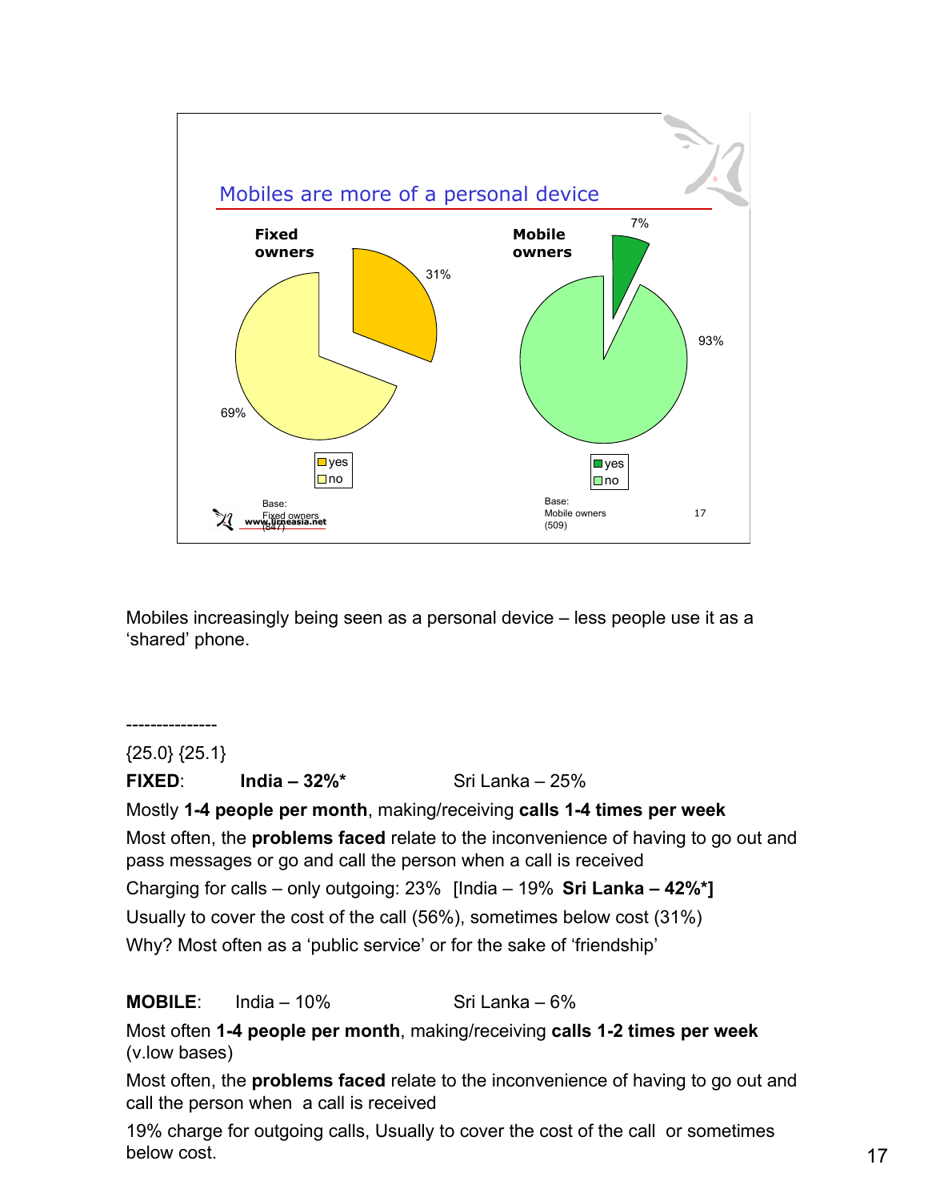## Mobiles are more of a personal device

**Fixed owners**

- yes: 31%
- no: 69%

Base: Fixed owners (847)

**Mobile owners**

- yes: 7%
- no: 93%

Base: Mobile owners (509)

www.lirneasia.net

Mobiles increasingly being seen as a personal device – less people use it as a 'shared' phone.

---------------

{25.0} {25.1}

**FIXED**: **India – 32%*** Sri Lanka – 25%

Mostly **1-4 people per month**, making/receiving **calls 1-4 times per week**

Most often, the **problems faced** relate to the inconvenience of having to go out and pass messages or go and call the person when a call is received

Charging for calls – only outgoing: 23% [India – 19% **Sri Lanka – 42%*]**

Usually to cover the cost of the call (56%), sometimes below cost (31%)

Why? Most often as a 'public service' or for the sake of 'friendship'

**MOBILE**: India – 10% Sri Lanka – 6%

Most often **1-4 people per month**, making/receiving **calls 1-2 times per week** (v.low bases)

Most often, the **problems faced** relate to the inconvenience of having to go out and call the person when a call is received

19% charge for outgoing calls, Usually to cover the cost of the call or sometimes below cost.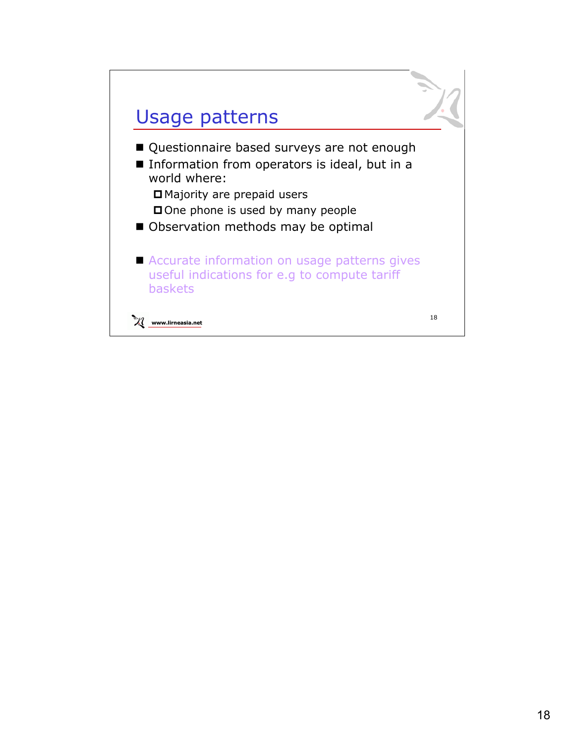## Usage patterns

- Questionnaire based surveys are not enough
- Information from operators is ideal, but in a world where:
  - Majority are prepaid users
  - One phone is used by many people
- Observation methods may be optimal
- Accurate information on usage patterns gives useful indications for e.g to compute tariff baskets

www.lirneasia.net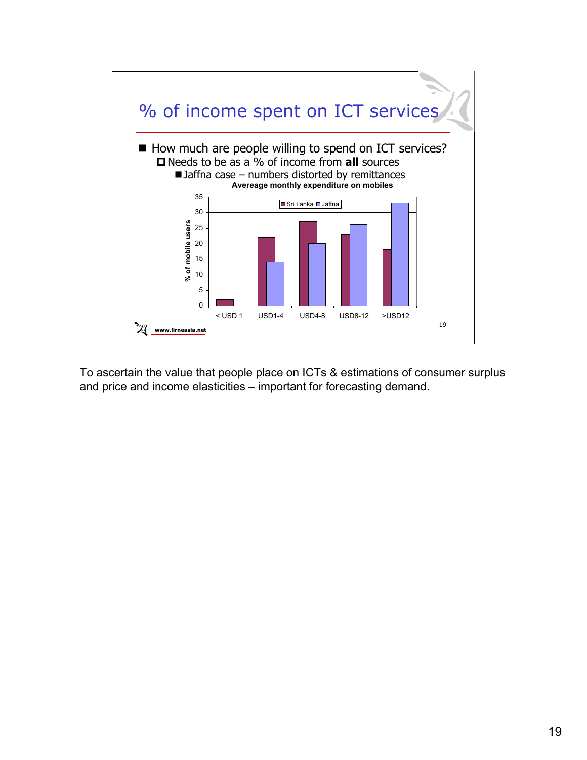## % of income spent on ICT services

- How much are people willing to spend on ICT services?
  - Needs to be as a % of income from **all** sources
    - Jaffna case – numbers distorted by remittances

**Avereage monthly expenditure on mobiles**

| % of mobile users | Sri Lanka | Jaffna |
|---|---|---|
| < USD 1 | 2 | 0 |
| USD1-4 | 22 | 14 |
| USD4-8 | 27 | 20 |
| USD8-12 | 23 | 26 |
| >USD12 | 18 | 33 |

www.lirneasia.net

To ascertain the value that people place on ICTs & estimations of consumer surplus and price and income elasticities – important for forecasting demand.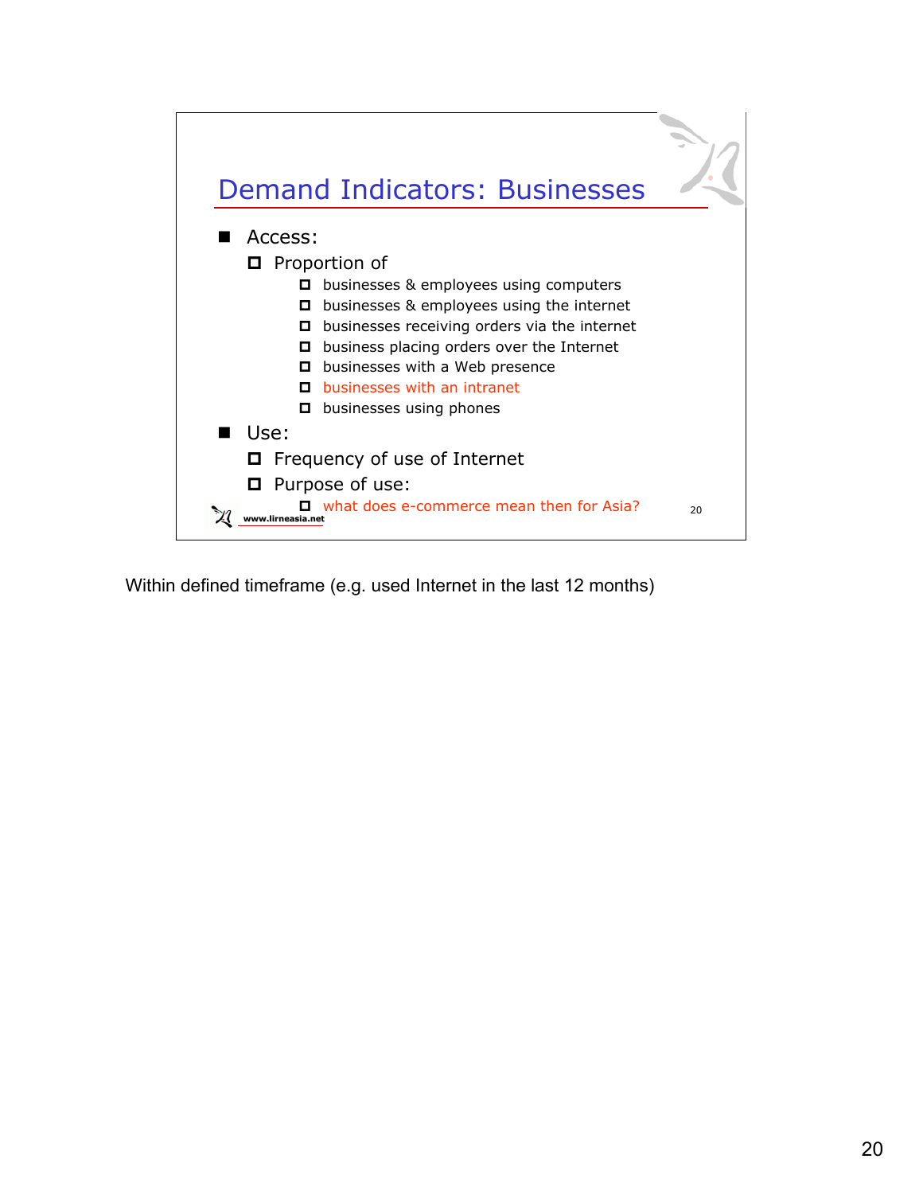## Demand Indicators: Businesses

- Access:
  - Proportion of
    - businesses & employees using computers
    - businesses & employees using the internet
    - businesses receiving orders via the internet
    - business placing orders over the Internet
    - businesses with a Web presence
    - businesses with an intranet
    - businesses using phones
- Use:
  - Frequency of use of Internet
  - Purpose of use:
    - what does e-commerce mean then for Asia?

www.lirneasia.net

Within defined timeframe (e.g. used Internet in the last 12 months)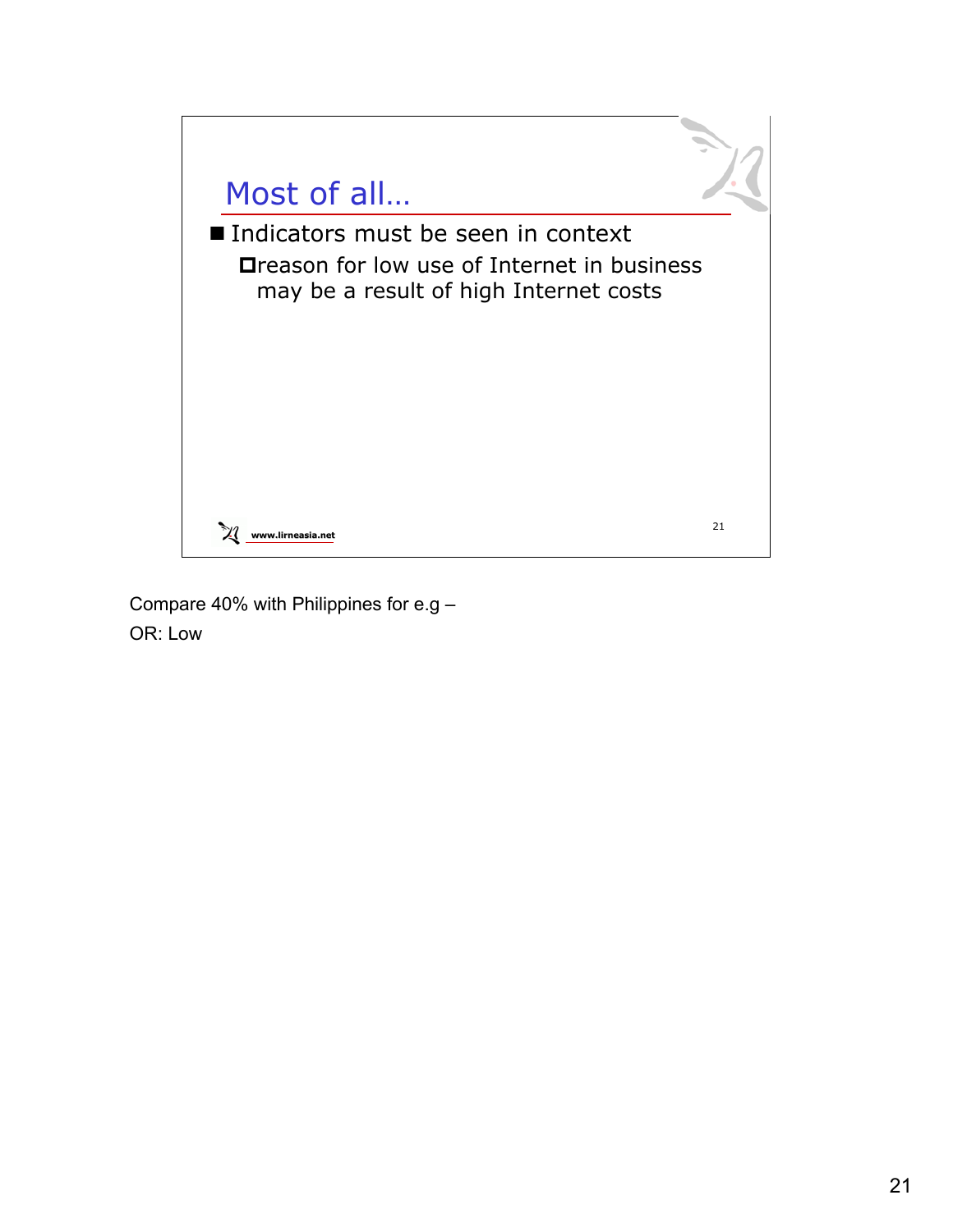## Most of all…

- Indicators must be seen in context
  - reason for low use of Internet in business may be a result of high Internet costs

www.lirneasia.net

Compare 40% with Philippines for e.g –

OR: Low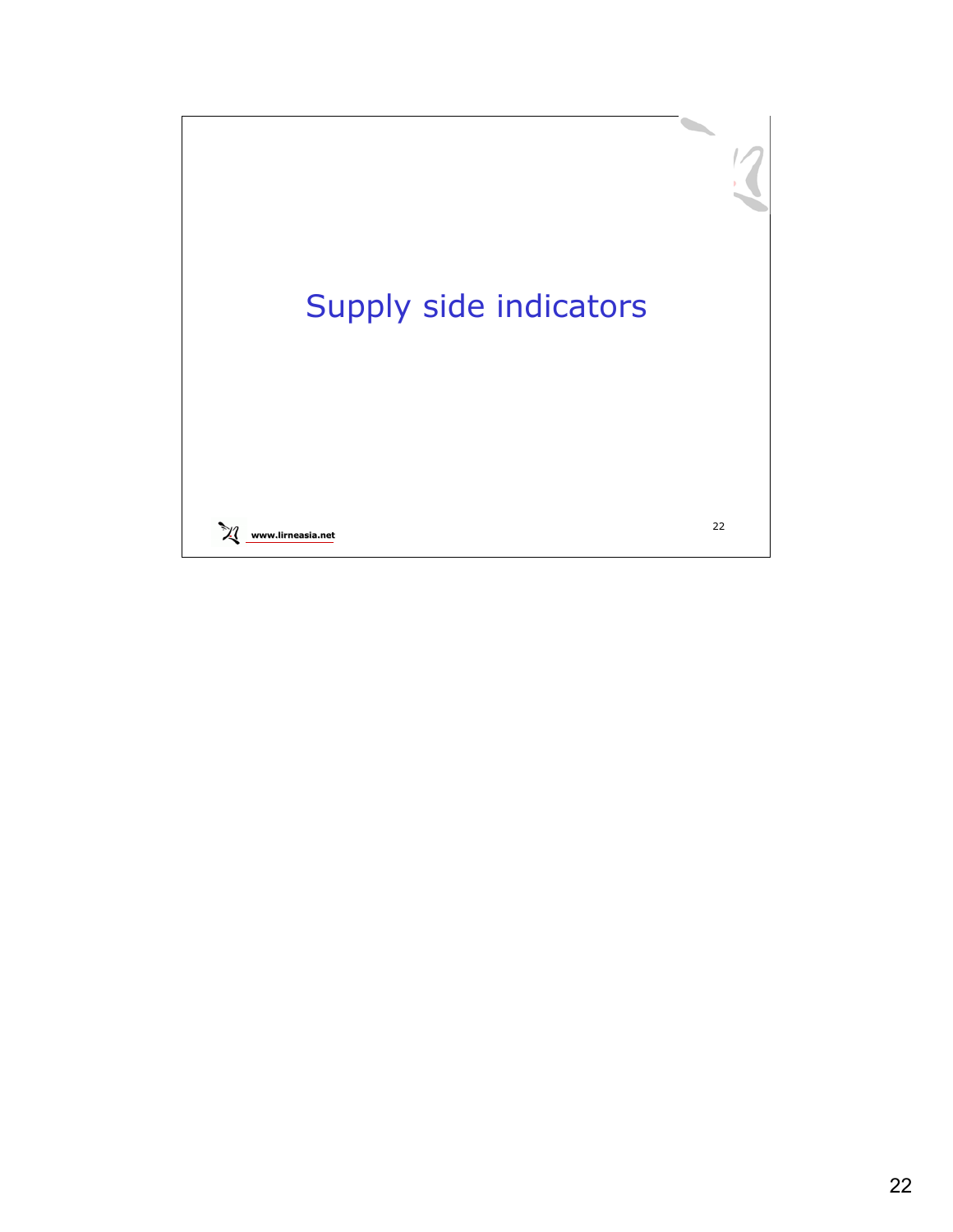# Supply side indicators

www.lirneasia.net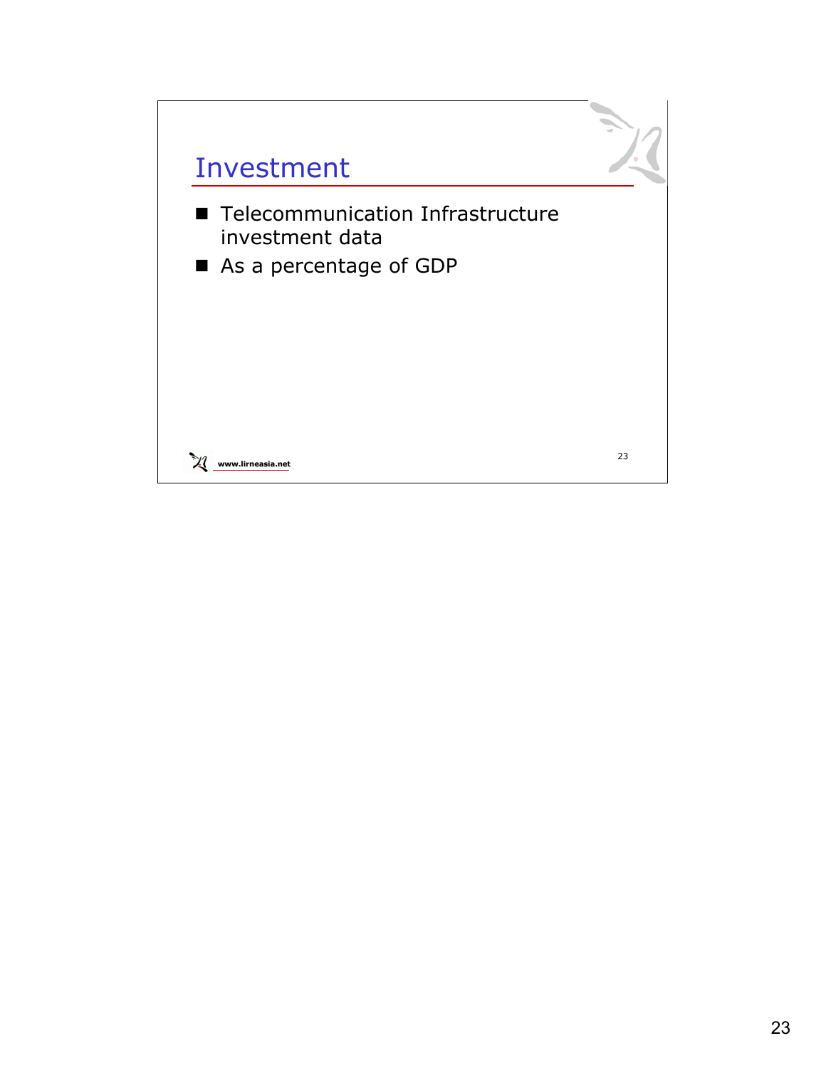# Investment

- Telecommunication Infrastructure investment data
- As a percentage of GDP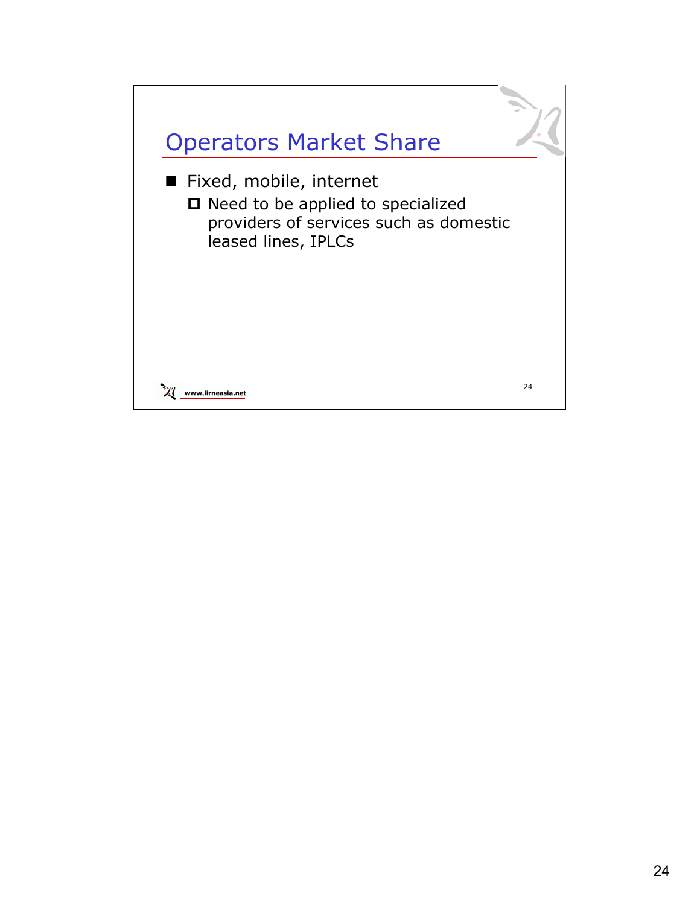## Operators Market Share

- Fixed, mobile, internet
  - Need to be applied to specialized providers of services such as domestic leased lines, IPLCs

www.lirneasia.net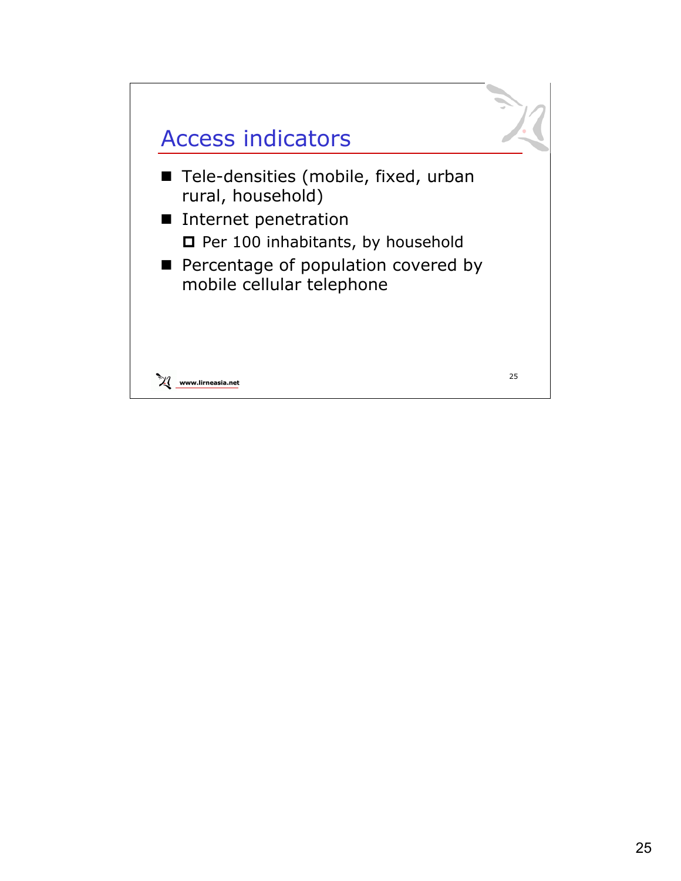## Access indicators

- Tele-densities (mobile, fixed, urban rural, household)
- Internet penetration
  - Per 100 inhabitants, by household
- Percentage of population covered by mobile cellular telephone

www.lirneasia.net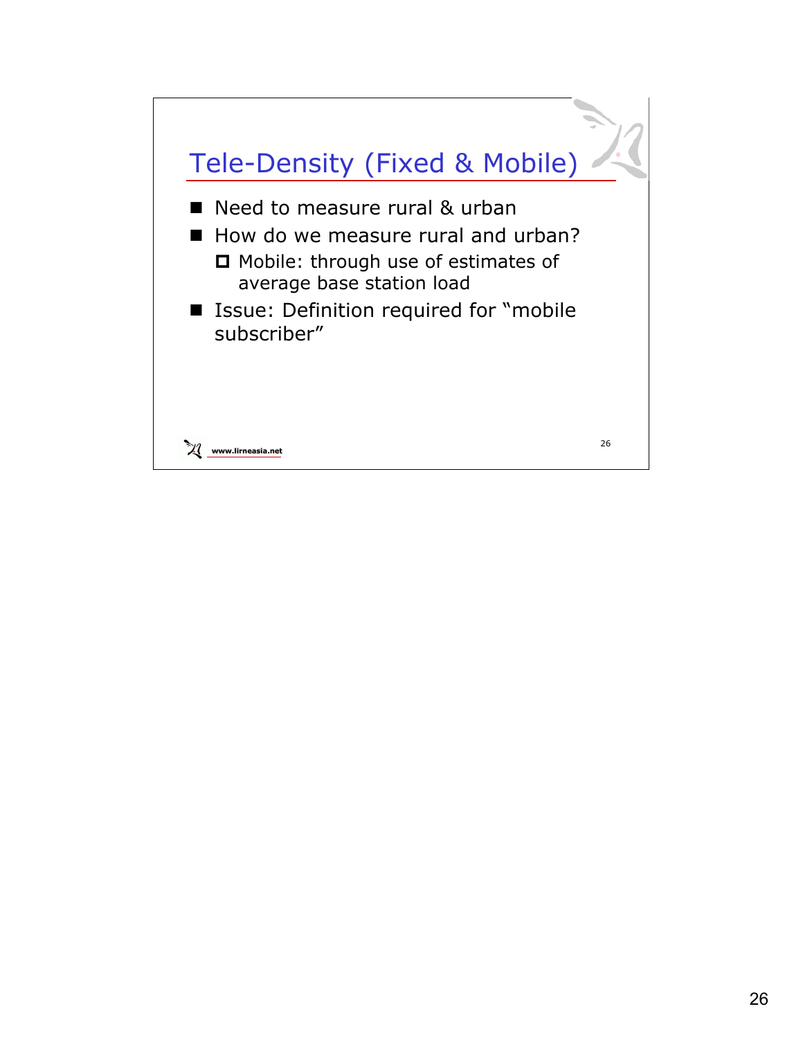# Tele-Density (Fixed & Mobile)

- Need to measure rural & urban
- How do we measure rural and urban?
  - Mobile: through use of estimates of average base station load
- Issue: Definition required for "mobile subscriber"

www.lirneasia.net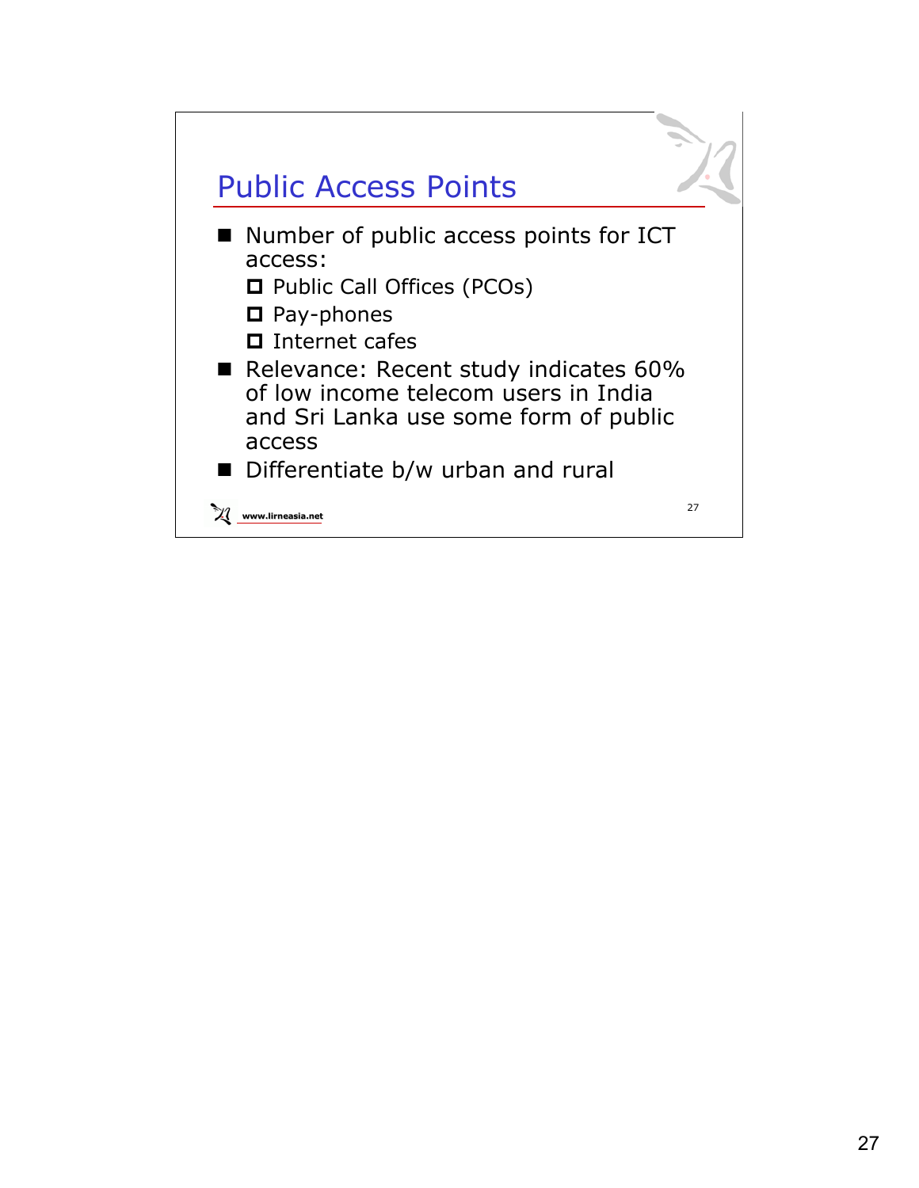## Public Access Points

- Number of public access points for ICT access:
  - Public Call Offices (PCOs)
  - Pay-phones
  - Internet cafes
- Relevance: Recent study indicates 60% of low income telecom users in India and Sri Lanka use some form of public access
- Differentiate b/w urban and rural

www.lirneasia.net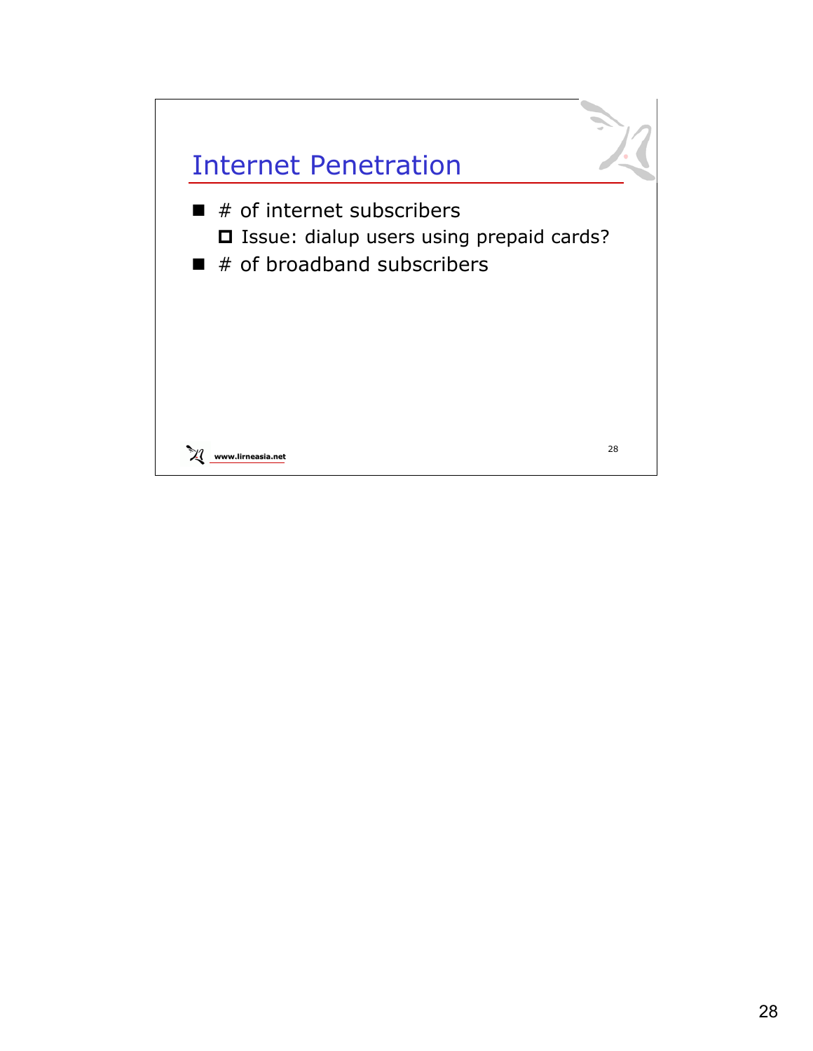## Internet Penetration

- # of internet subscribers
  - Issue: dialup users using prepaid cards?
- # of broadband subscribers

www.lirneasia.net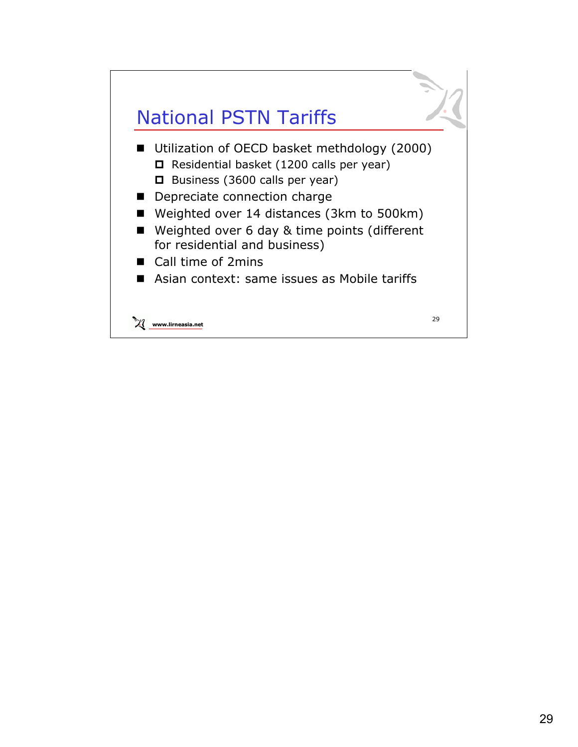# National PSTN Tariffs

- Utilization of OECD basket methdology (2000)
  - Residential basket (1200 calls per year)
  - Business (3600 calls per year)
- Depreciate connection charge
- Weighted over 14 distances (3km to 500km)
- Weighted over 6 day & time points (different for residential and business)
- Call time of 2mins
- Asian context: same issues as Mobile tariffs

www.lirneasia.net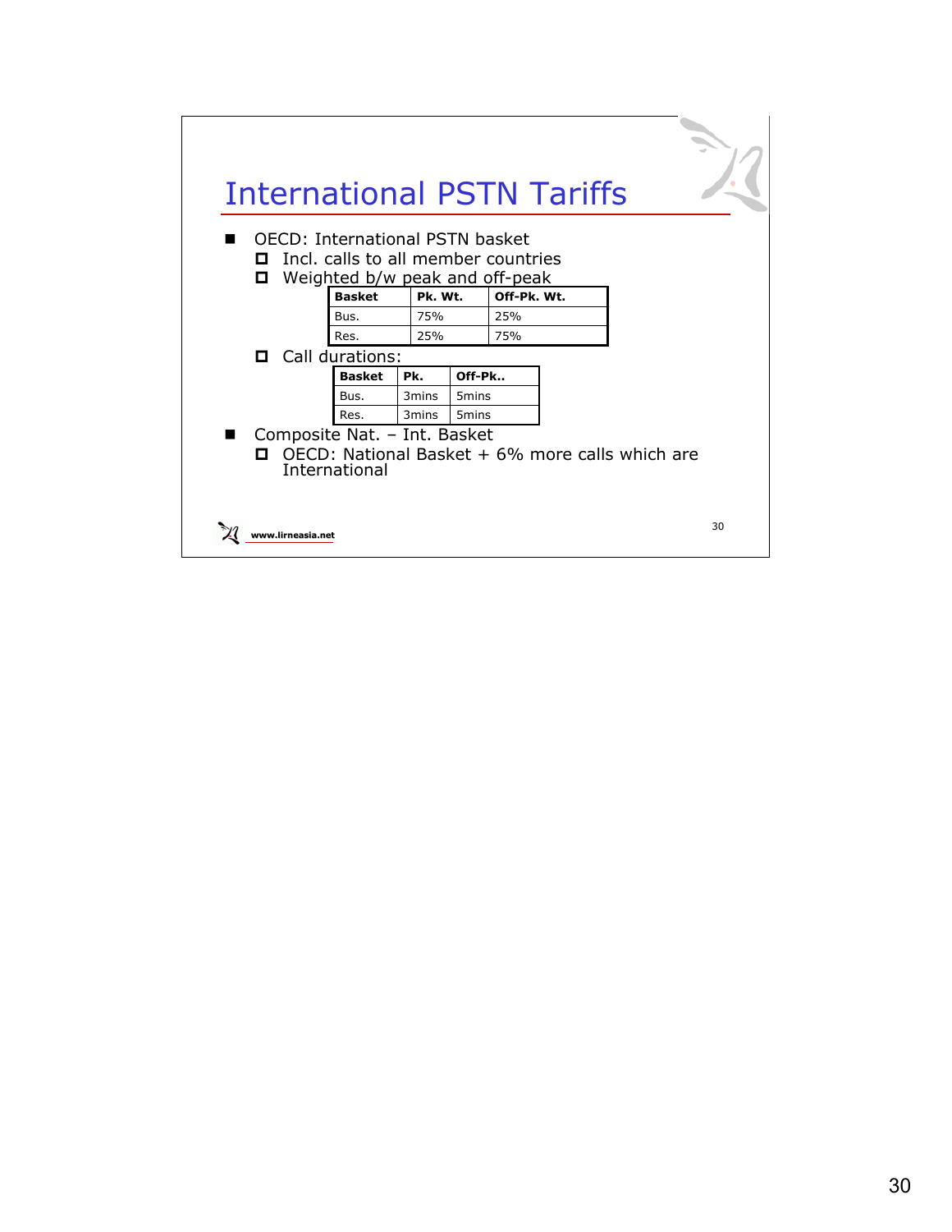# International PSTN Tariffs

- OECD: International PSTN basket
  - Incl. calls to all member countries
  - Weighted b/w peak and off-peak

| Basket | Pk. Wt. | Off-Pk. Wt. |
|---|---|---|
| Bus. | 75% | 25% |
| Res. | 25% | 75% |

  - Call durations:

| Basket | Pk. | Off-Pk.. |
|---|---|---|
| Bus. | 3mins | 5mins |
| Res. | 3mins | 5mins |

- Composite Nat. – Int. Basket
  - OECD: National Basket + 6% more calls which are International

www.lirneasia.net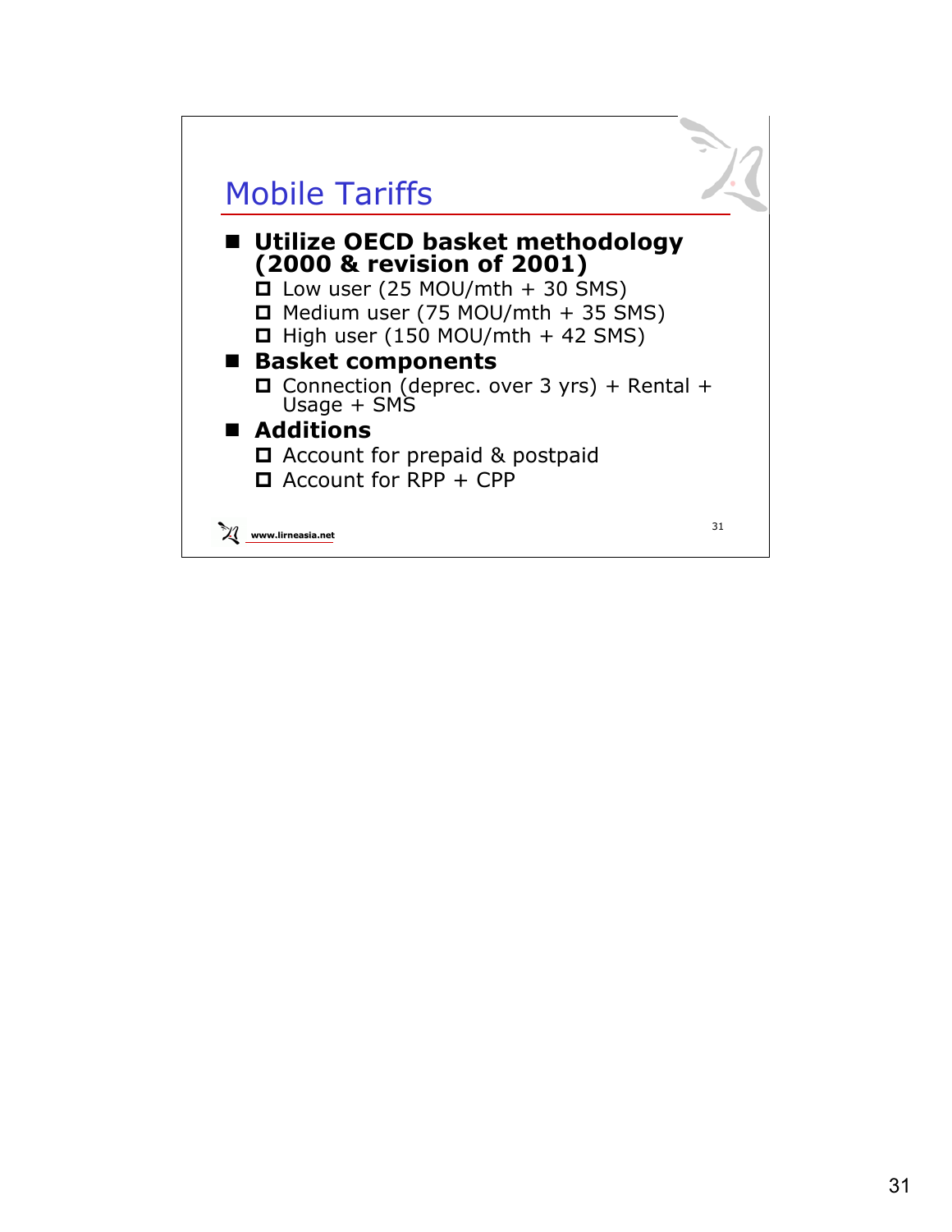# Mobile Tariffs

- **Utilize OECD basket methodology (2000 & revision of 2001)**
  - Low user (25 MOU/mth + 30 SMS)
  - Medium user (75 MOU/mth + 35 SMS)
  - High user (150 MOU/mth + 42 SMS)
- **Basket components**
  - Connection (deprec. over 3 yrs) + Rental + Usage + SMS
- **Additions**
  - Account for prepaid & postpaid
  - Account for RPP + CPP

www.lirneasia.net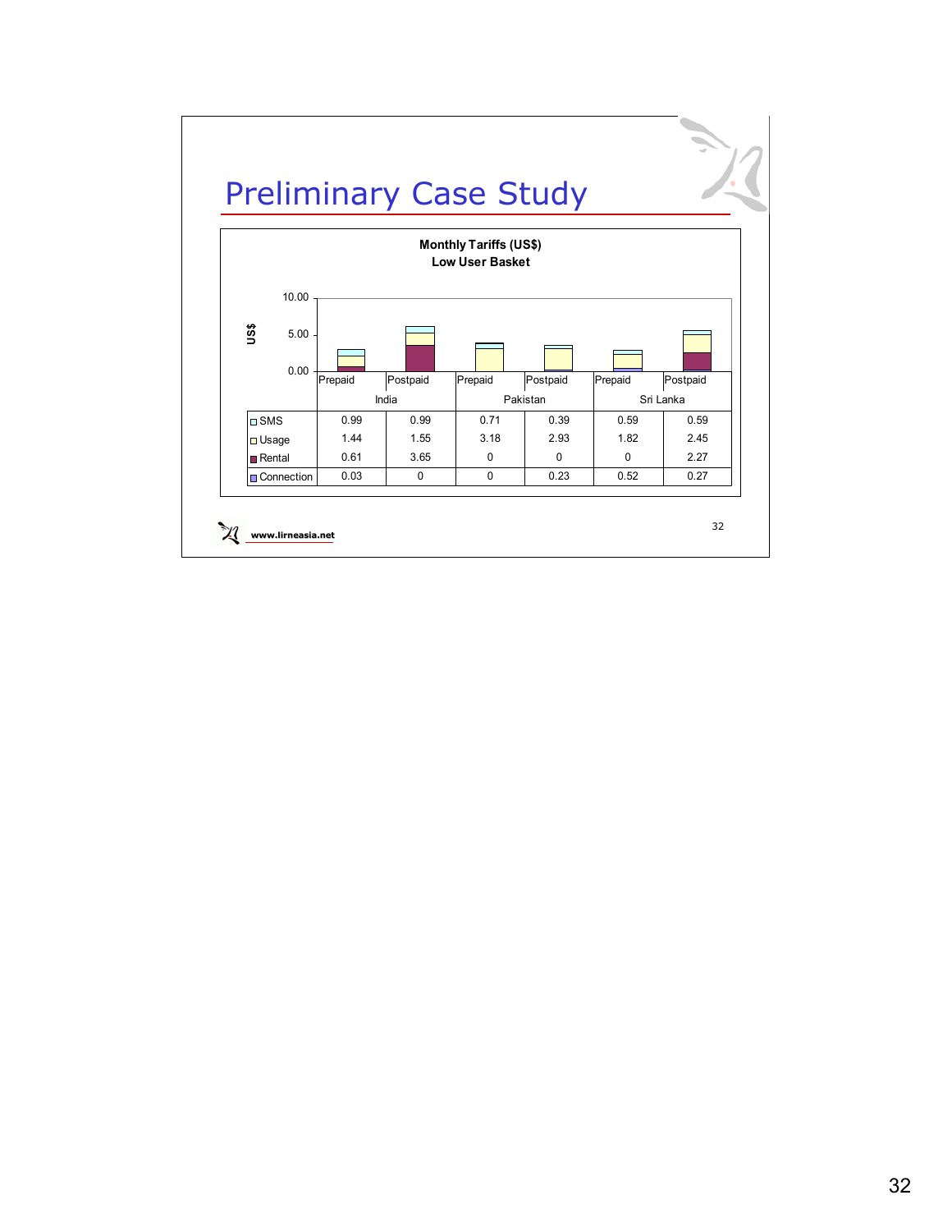# Preliminary Case Study

**Monthly Tariffs (US$)**
**Low User Basket**

| | India | | Pakistan | | Sri Lanka | |
|---|---|---|---|---|---|---|
| | Prepaid | Postpaid | Prepaid | Postpaid | Prepaid | Postpaid |
| SMS | 0.99 | 0.99 | 0.71 | 0.39 | 0.59 | 0.59 |
| Usage | 1.44 | 1.55 | 3.18 | 2.93 | 1.82 | 2.45 |
| Rental | 0.61 | 3.65 | 0 | 0 | 0 | 2.27 |
| Connection | 0.03 | 0 | 0 | 0.23 | 0.52 | 0.27 |

www.lirneasia.net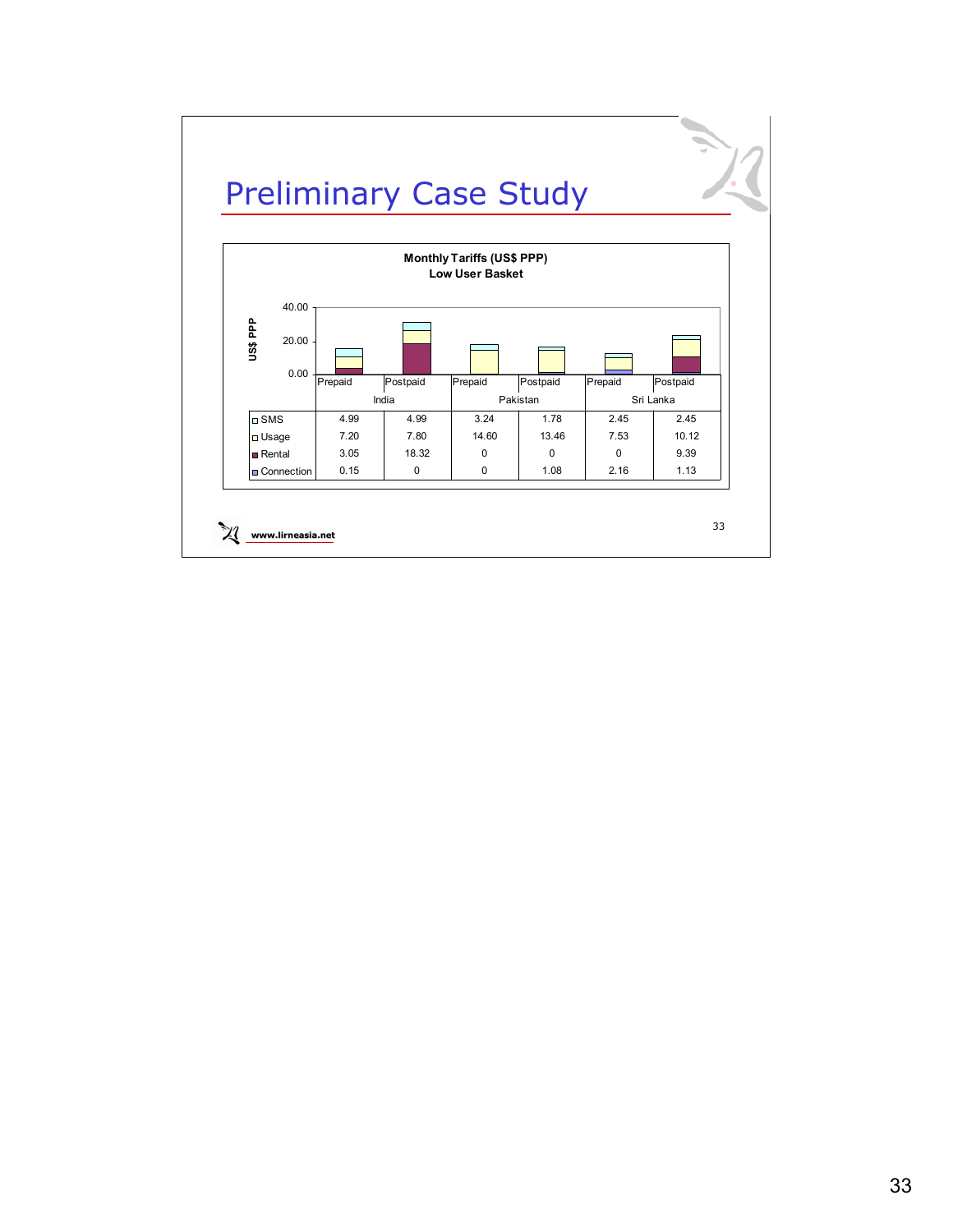# Preliminary Case Study

**Monthly Tariffs (US$ PPP)**
**Low User Basket**

| | India | | Pakistan | | Sri Lanka | |
|---|---|---|---|---|---|---|
| | Prepaid | Postpaid | Prepaid | Postpaid | Prepaid | Postpaid |
| SMS | 4.99 | 4.99 | 3.24 | 1.78 | 2.45 | 2.45 |
| Usage | 7.20 | 7.80 | 14.60 | 13.46 | 7.53 | 10.12 |
| Rental | 3.05 | 18.32 | 0 | 0 | 0 | 9.39 |
| Connection | 0.15 | 0 | 0 | 1.08 | 2.16 | 1.13 |

www.lirneasia.net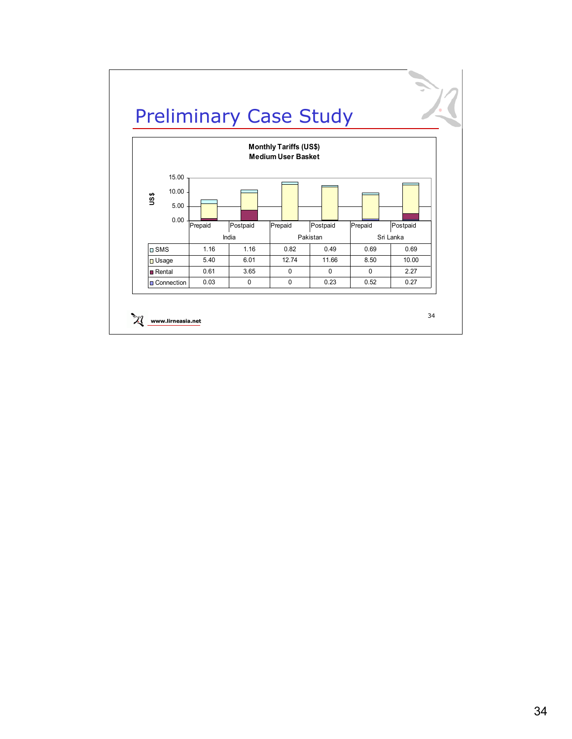# Preliminary Case Study

**Monthly Tariffs (US$)**
**Medium User Basket**

| | India | | Pakistan | | Sri Lanka | |
|---|---|---|---|---|---|---|
| | Prepaid | Postpaid | Prepaid | Postpaid | Prepaid | Postpaid |
| SMS | 1.16 | 1.16 | 0.82 | 0.49 | 0.69 | 0.69 |
| Usage | 5.40 | 6.01 | 12.74 | 11.66 | 8.50 | 10.00 |
| Rental | 0.61 | 3.65 | 0 | 0 | 0 | 2.27 |
| Connection | 0.03 | 0 | 0 | 0.23 | 0.52 | 0.27 |

www.lirneasia.net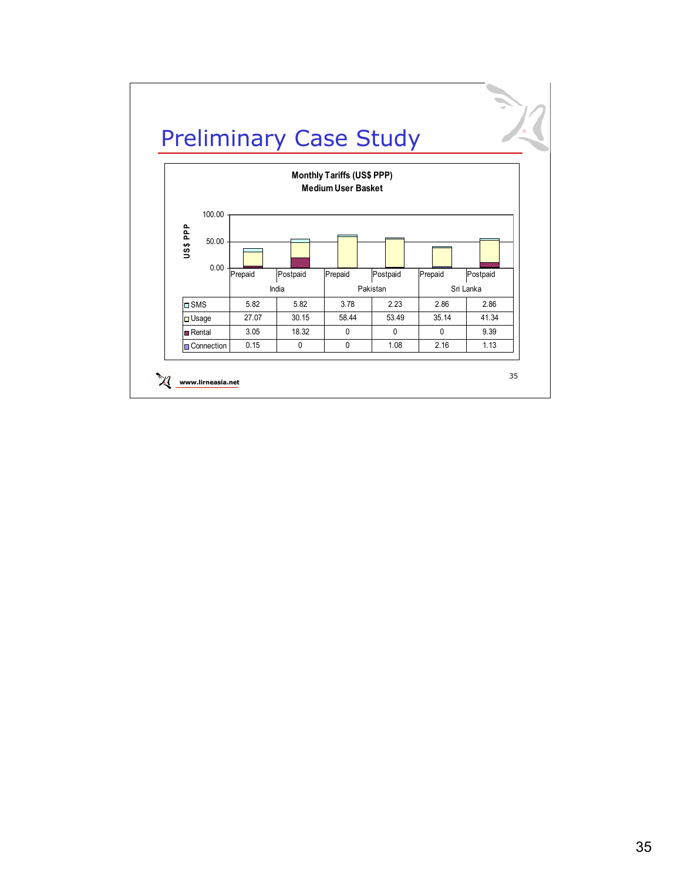# Preliminary Case Study

**Monthly Tariffs (US$ PPP)**
**Medium User Basket**

| | India | | Pakistan | | Sri Lanka | |
|---|---|---|---|---|---|---|
| | Prepaid | Postpaid | Prepaid | Postpaid | Prepaid | Postpaid |
| SMS | 5.82 | 5.82 | 3.78 | 2.23 | 2.86 | 2.86 |
| Usage | 27.07 | 30.15 | 58.44 | 53.49 | 35.14 | 41.34 |
| Rental | 3.05 | 18.32 | 0 | 0 | 0 | 9.39 |
| Connection | 0.15 | 0 | 0 | 1.08 | 2.16 | 1.13 |

www.lirneasia.net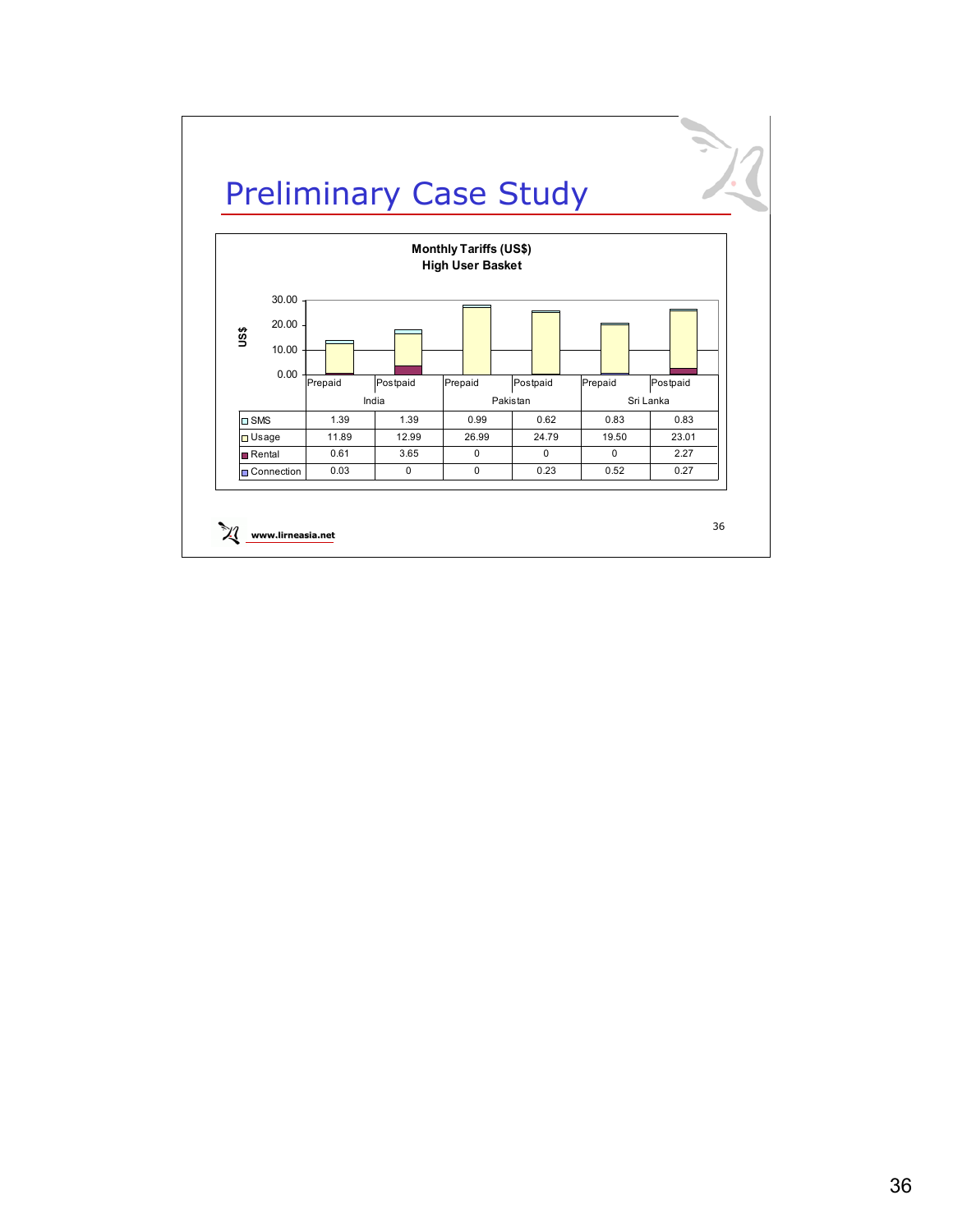# Preliminary Case Study

**Monthly Tariffs (US$)**
**High User Basket**

| | India | | Pakistan | | Sri Lanka | |
|---|---|---|---|---|---|---|
| | Prepaid | Postpaid | Prepaid | Postpaid | Prepaid | Postpaid |
| SMS | 1.39 | 1.39 | 0.99 | 0.62 | 0.83 | 0.83 |
| Usage | 11.89 | 12.99 | 26.99 | 24.79 | 19.50 | 23.01 |
| Rental | 0.61 | 3.65 | 0 | 0 | 0 | 2.27 |
| Connection | 0.03 | 0 | 0 | 0.23 | 0.52 | 0.27 |

www.lirneasia.net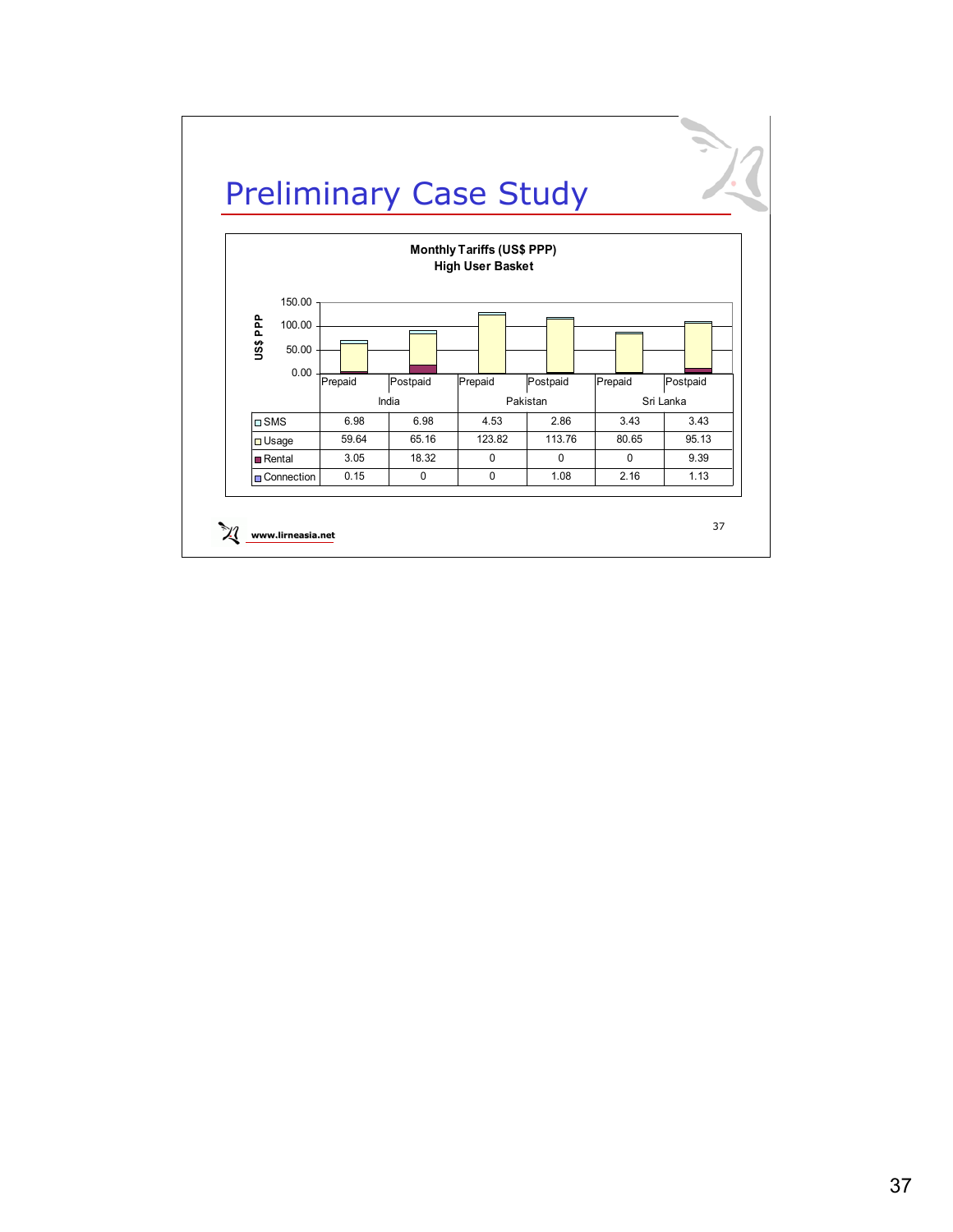# Preliminary Case Study

**Monthly Tariffs (US$ PPP)**
**High User Basket**

| | India | | Pakistan | | Sri Lanka | |
|---|---|---|---|---|---|---|
| | Prepaid | Postpaid | Prepaid | Postpaid | Prepaid | Postpaid |
| SMS | 6.98 | 6.98 | 4.53 | 2.86 | 3.43 | 3.43 |
| Usage | 59.64 | 65.16 | 123.82 | 113.76 | 80.65 | 95.13 |
| Rental | 3.05 | 18.32 | 0 | 0 | 0 | 9.39 |
| Connection | 0.15 | 0 | 0 | 1.08 | 2.16 | 1.13 |

www.lirneasia.net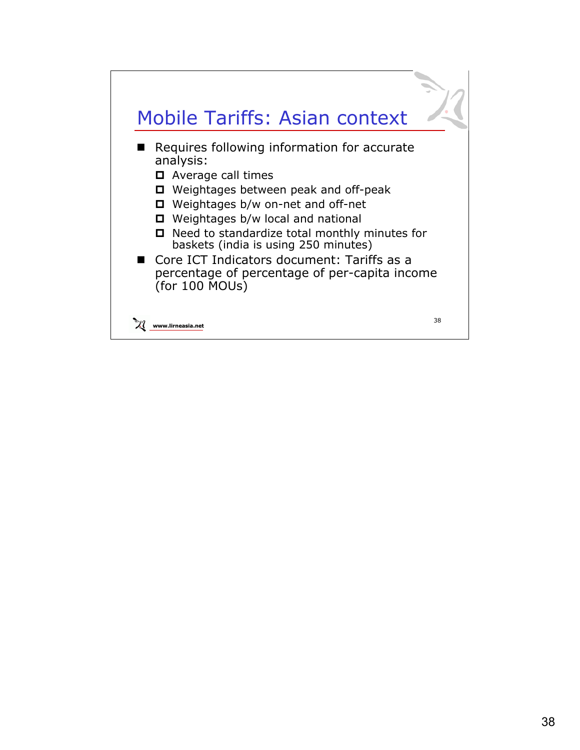# Mobile Tariffs: Asian context

- Requires following information for accurate analysis:
  - Average call times
  - Weightages between peak and off-peak
  - Weightages b/w on-net and off-net
  - Weightages b/w local and national
  - Need to standardize total monthly minutes for baskets (india is using 250 minutes)
- Core ICT Indicators document: Tariffs as a percentage of percentage of per-capita income (for 100 MOUs)

www.lirneasia.net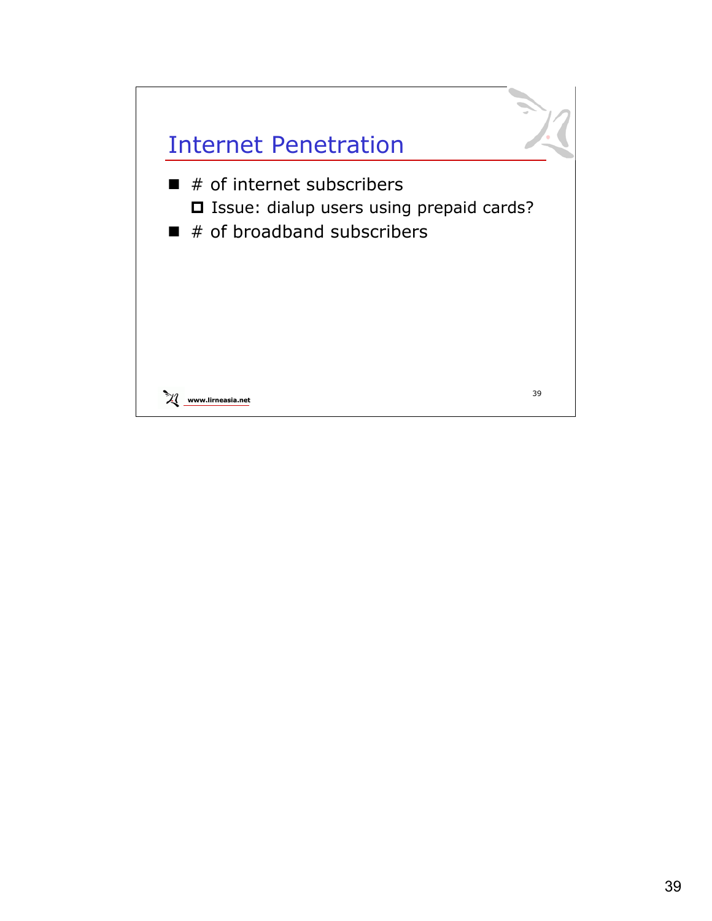## Internet Penetration

- # of internet subscribers
  - Issue: dialup users using prepaid cards?
- # of broadband subscribers

www.lirneasia.net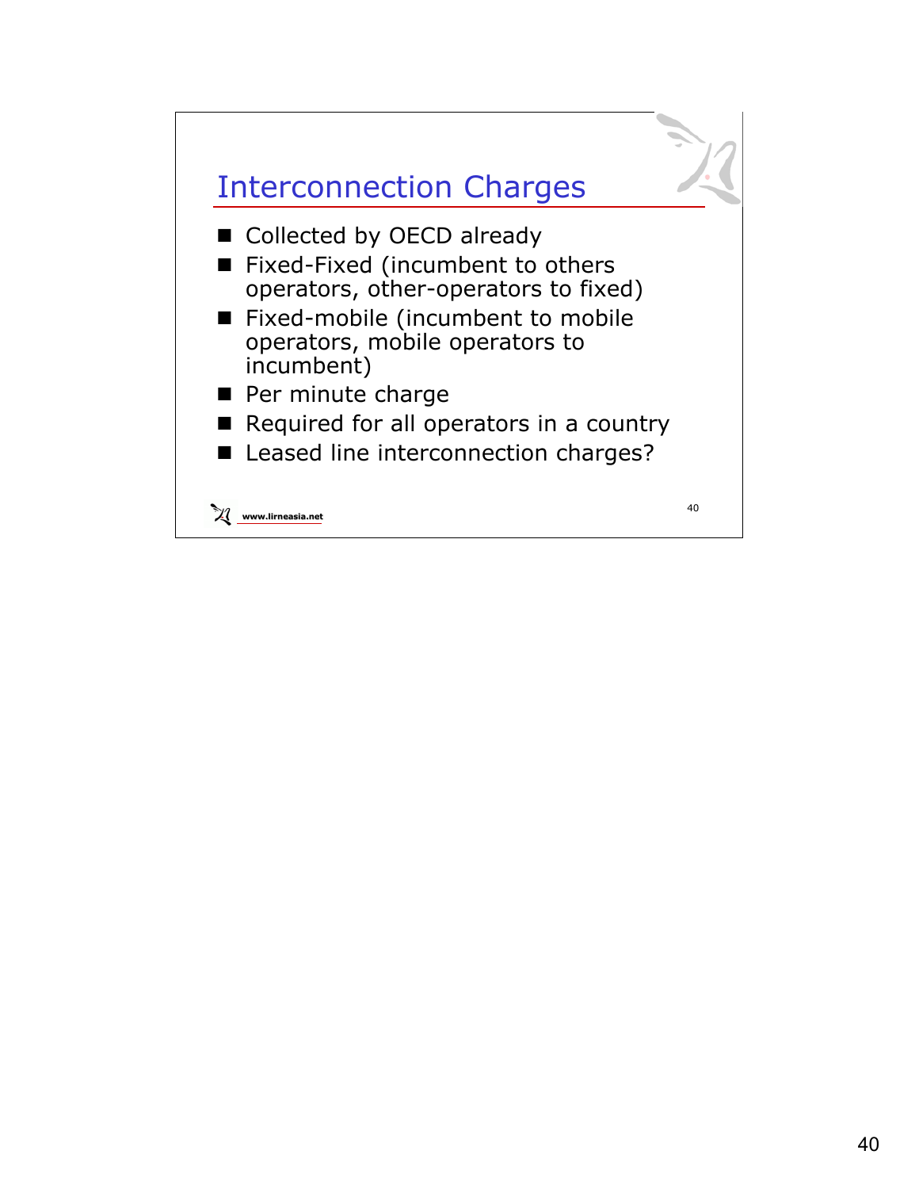## Interconnection Charges

- Collected by OECD already
- Fixed-Fixed (incumbent to others operators, other-operators to fixed)
- Fixed-mobile (incumbent to mobile operators, mobile operators to incumbent)
- Per minute charge
- Required for all operators in a country
- Leased line interconnection charges?

www.lirneasia.net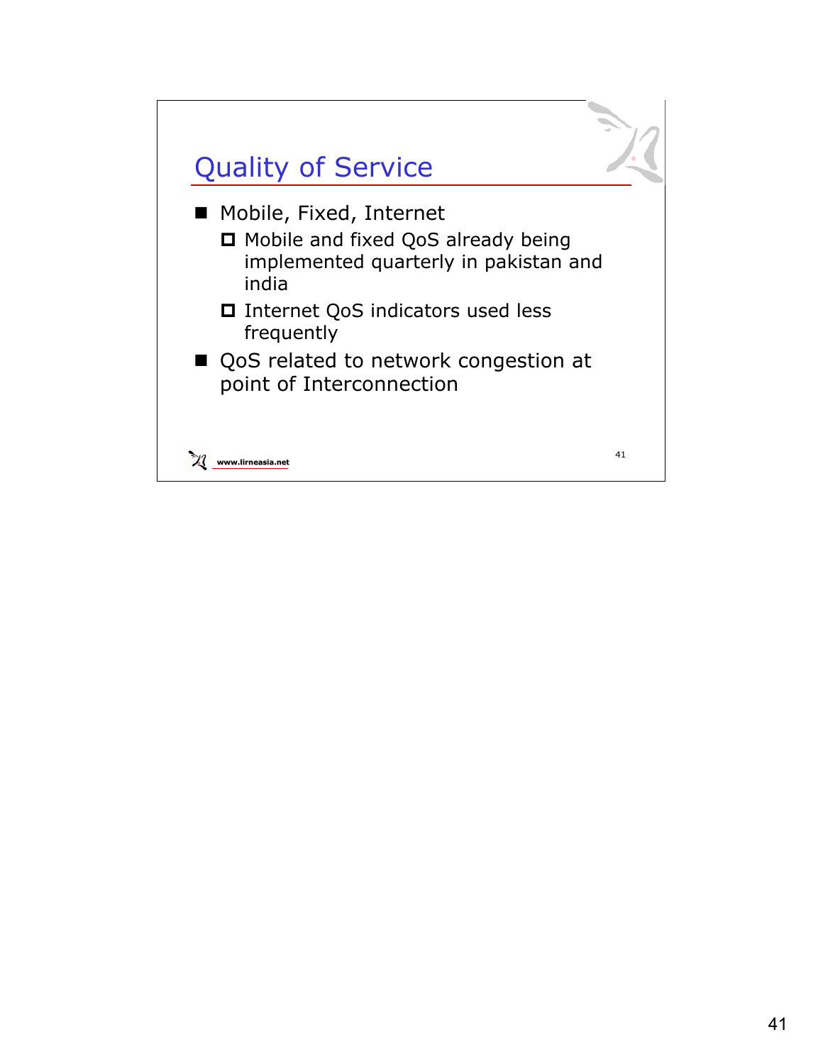# Quality of Service

- Mobile, Fixed, Internet
  - Mobile and fixed QoS already being implemented quarterly in pakistan and india
  - Internet QoS indicators used less frequently
- QoS related to network congestion at point of Interconnection

www.lirneasia.net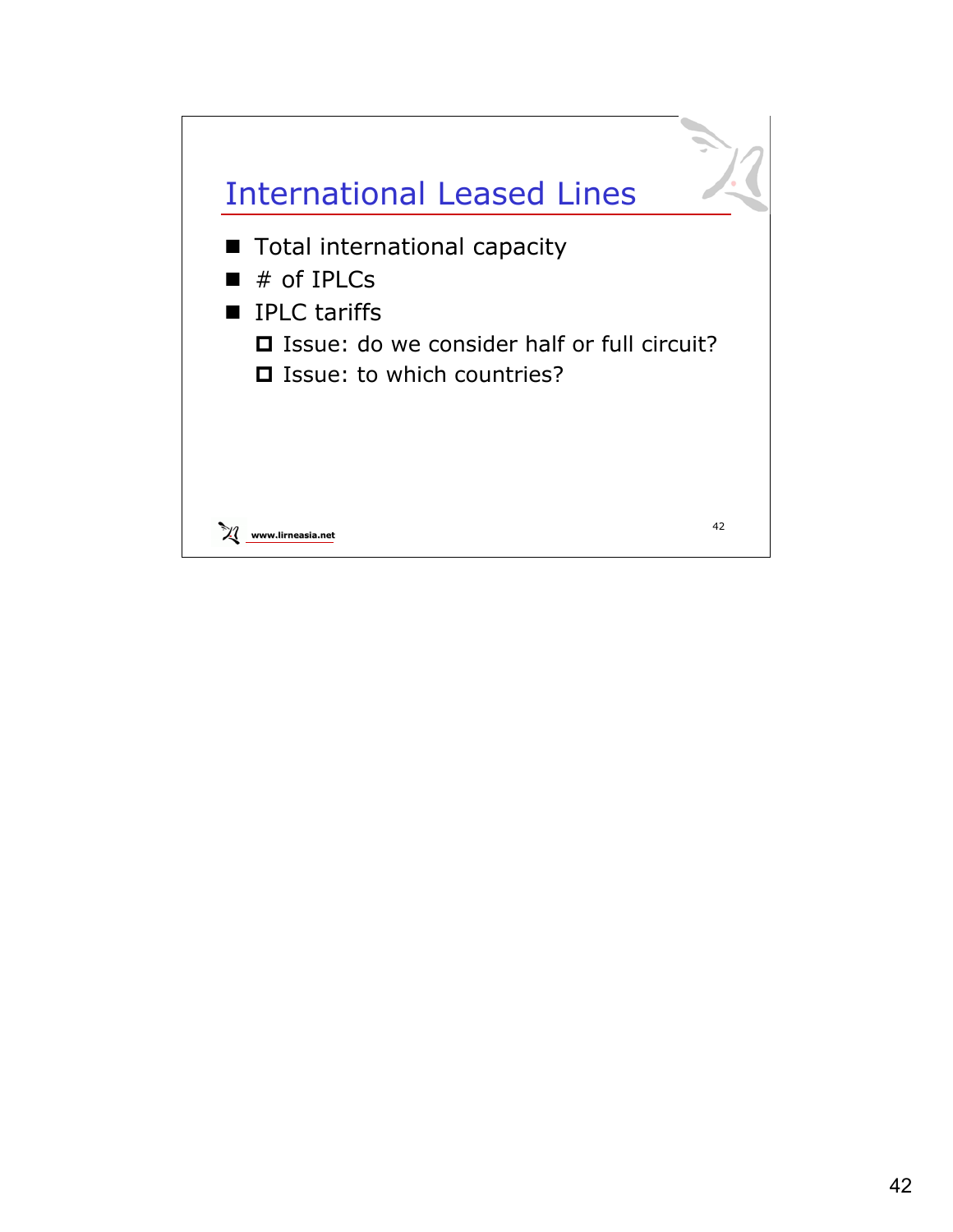# International Leased Lines

- Total international capacity
- # of IPLCs
- IPLC tariffs
  - Issue: do we consider half or full circuit?
  - Issue: to which countries?

www.lirneasia.net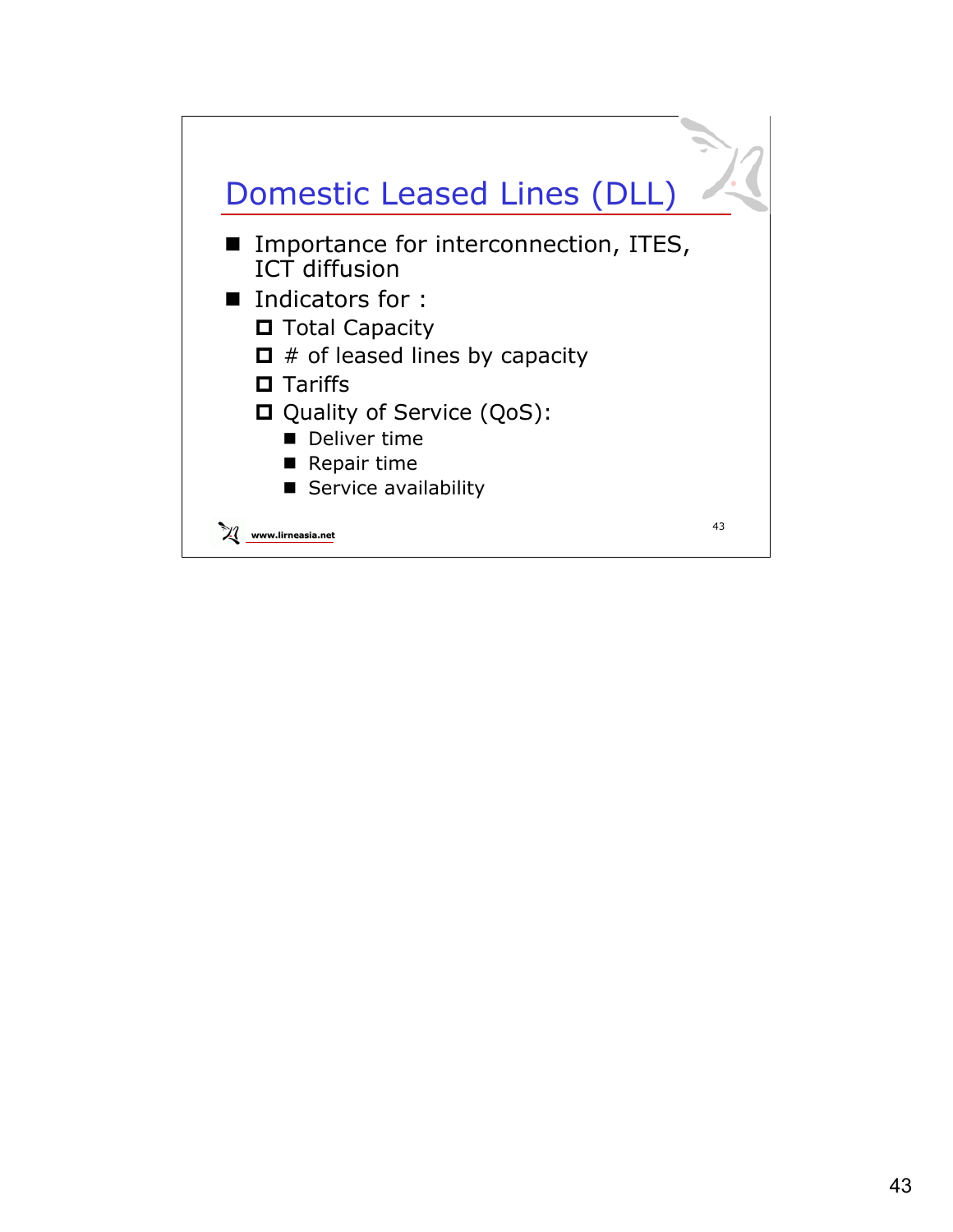## Domestic Leased Lines (DLL)

- Importance for interconnection, ITES, ICT diffusion
- Indicators for :
  - Total Capacity
  - # of leased lines by capacity
  - Tariffs
  - Quality of Service (QoS):
    - Deliver time
    - Repair time
    - Service availability

www.lirneasia.net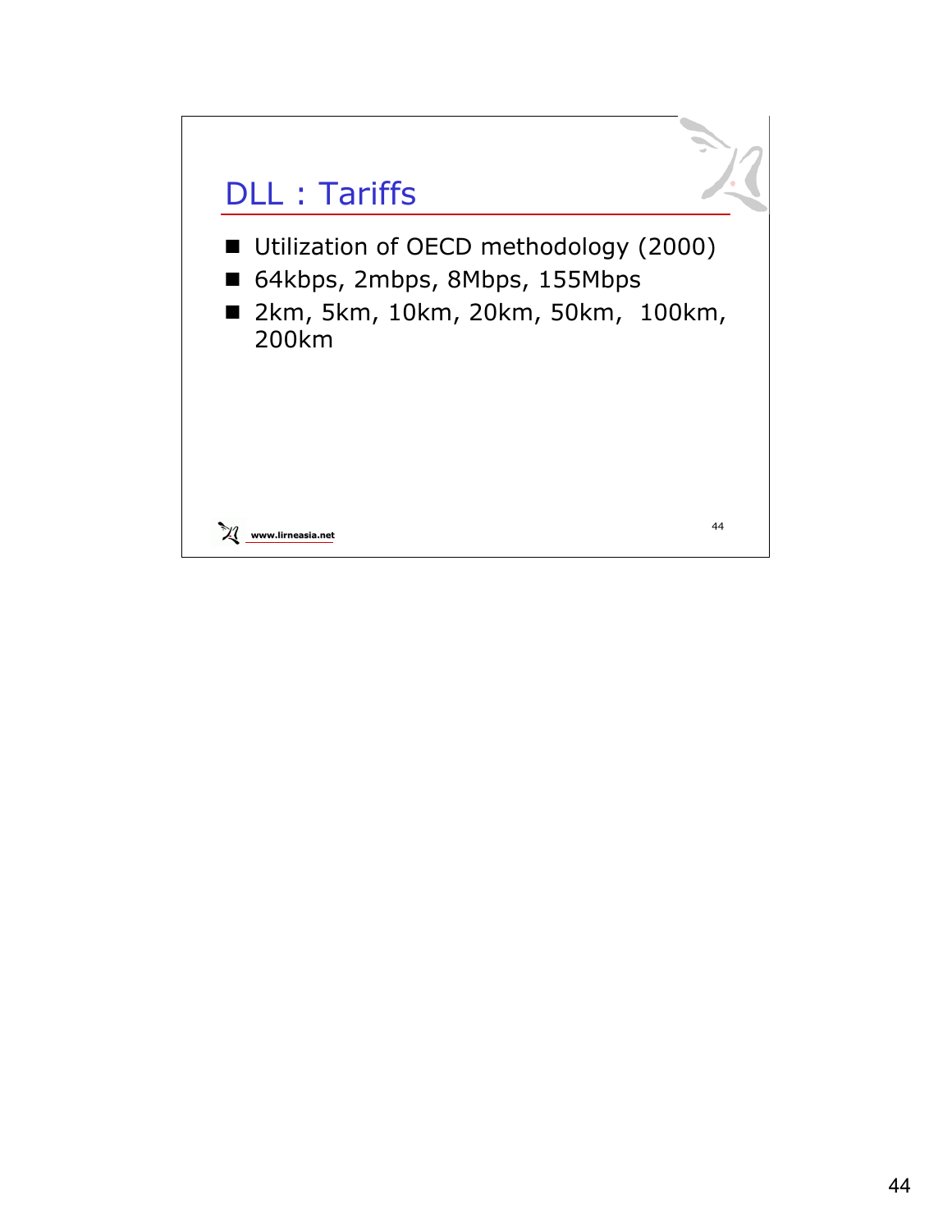## DLL : Tariffs

- Utilization of OECD methodology (2000)
- 64kbps, 2mbps, 8Mbps, 155Mbps
- 2km, 5km, 10km, 20km, 50km, 100km, 200km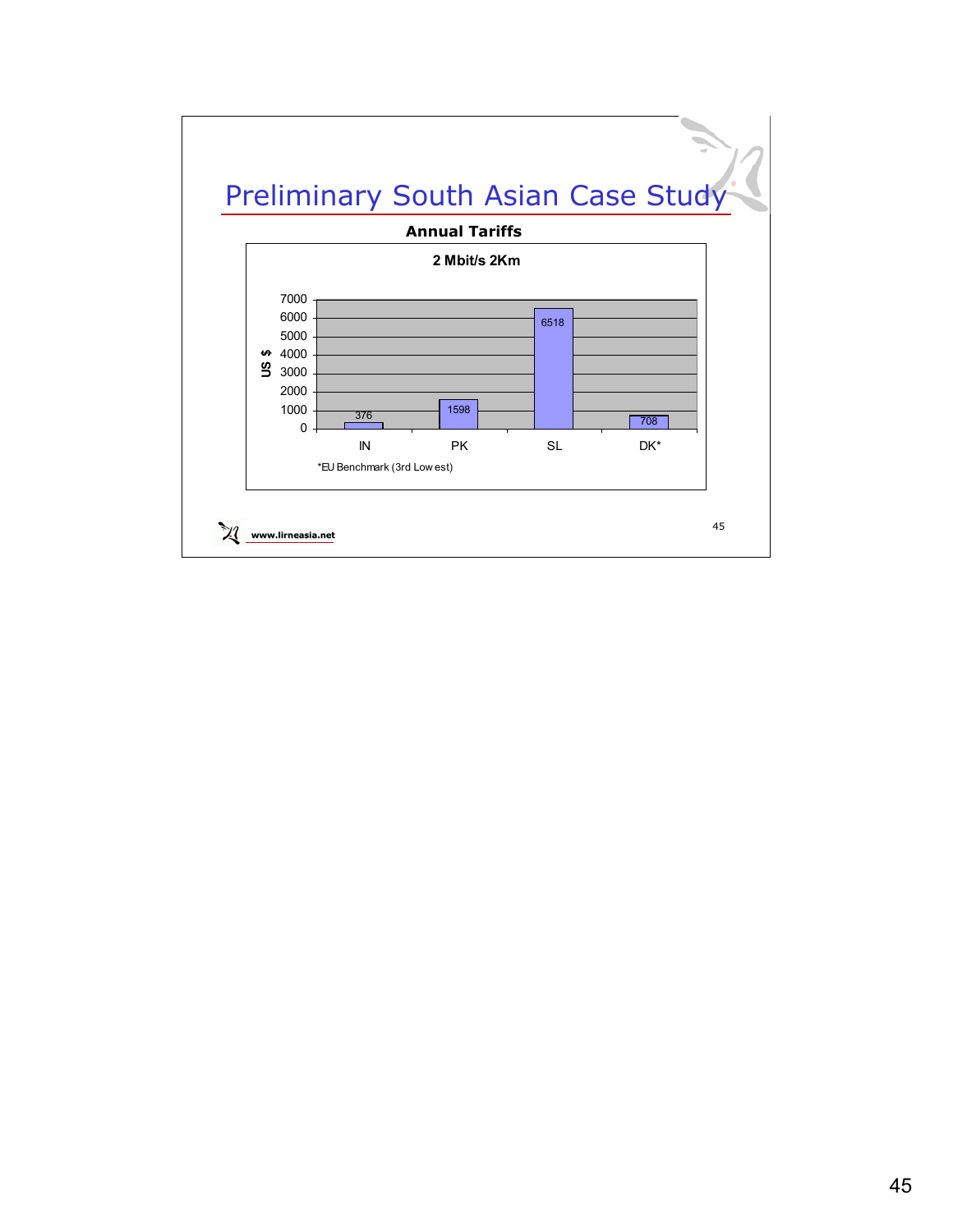# Preliminary South Asian Case Study

**Annual Tariffs**

**2 Mbit/s 2Km**

| Country | US $ |
|---|---|
| IN | 376 |
| PK | 1598 |
| SL | 6518 |
| DK* | 708 |

*EU Benchmark (3rd Lowest)

www.lirneasia.net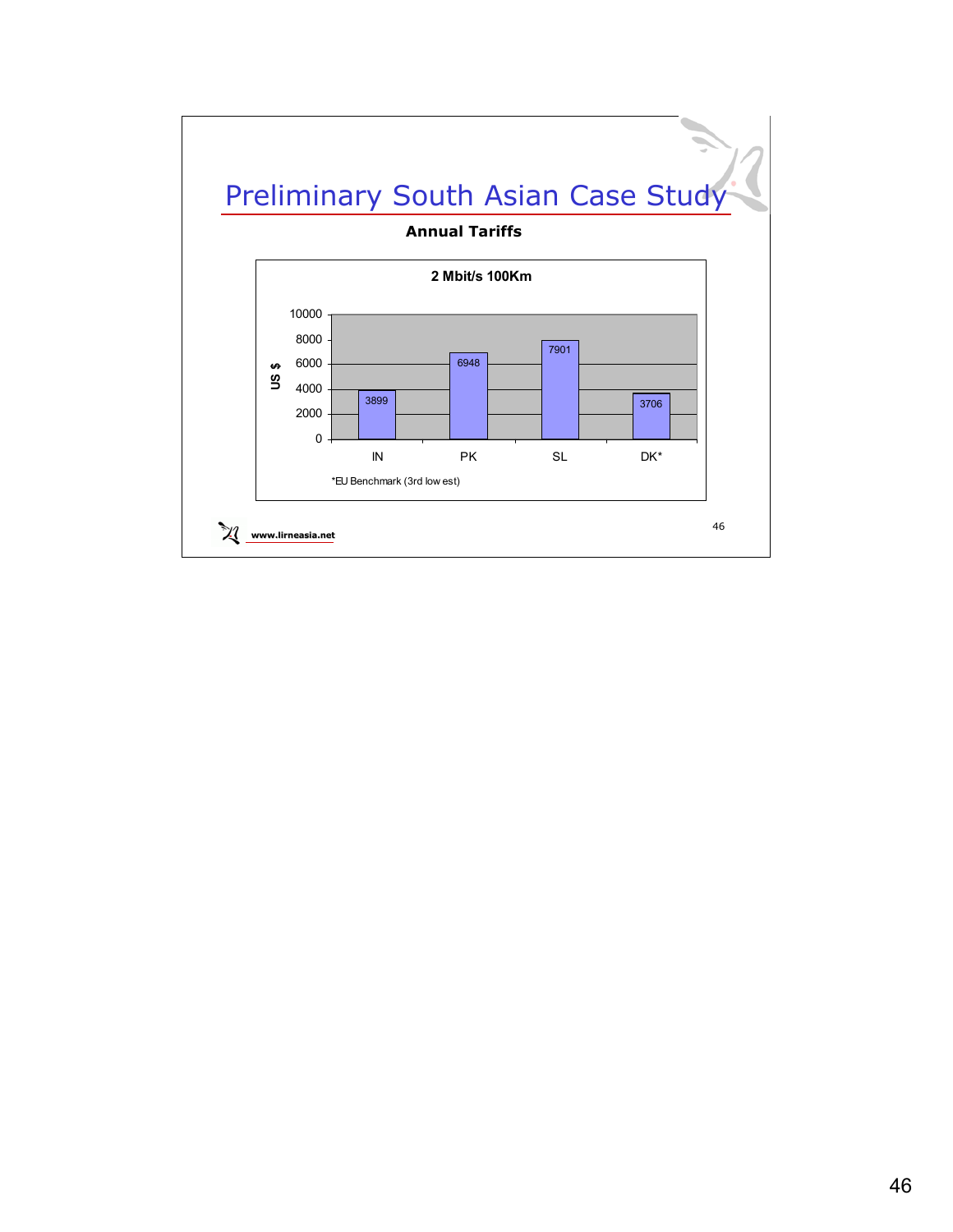# Preliminary South Asian Case Study

**Annual Tariffs**

**2 Mbit/s 100Km**

| Country | US $ |
|---|---|
| IN | 3899 |
| PK | 6948 |
| SL | 7901 |
| DK* | 3706 |

*EU Benchmark (3rd lowest)

www.lirneasia.net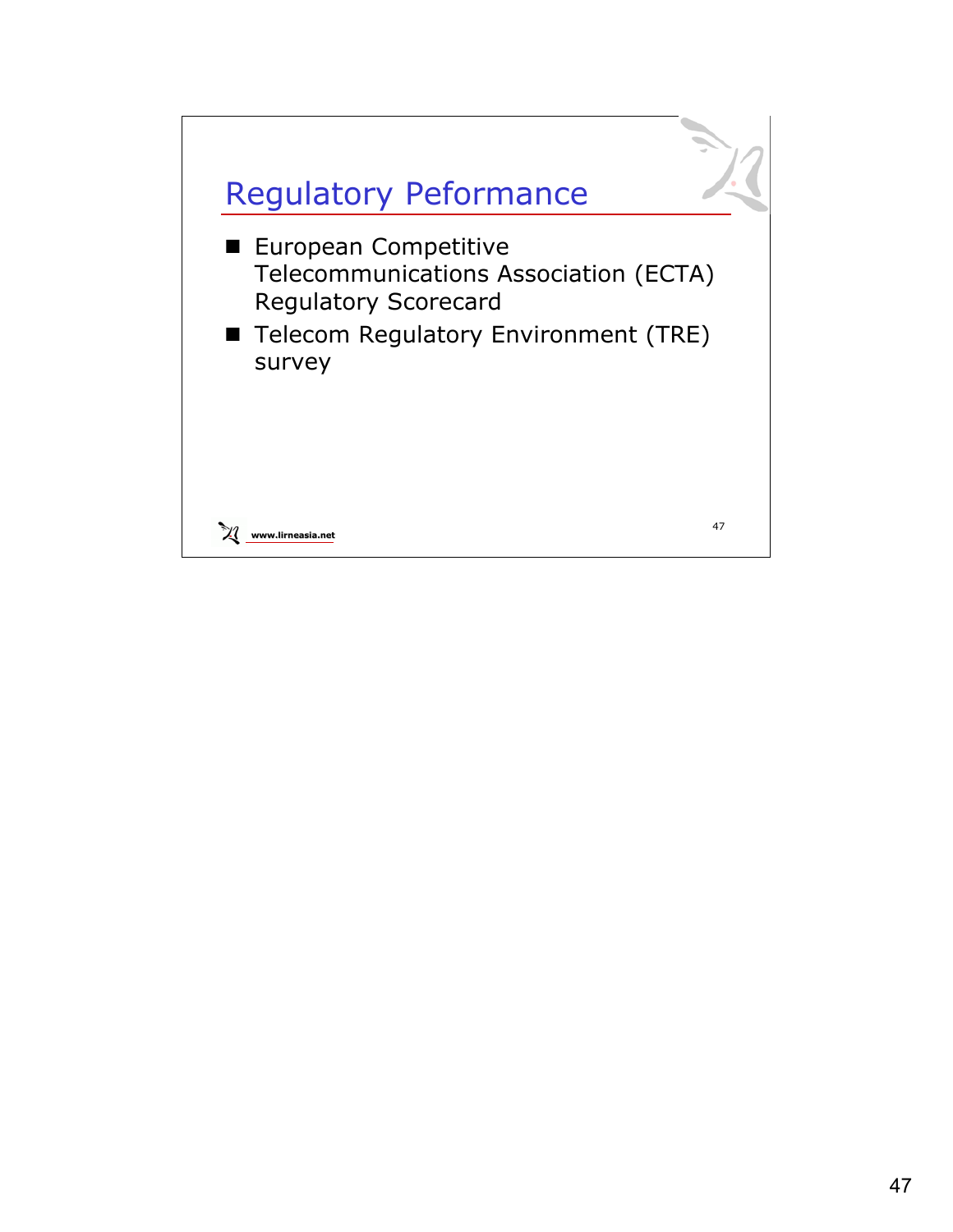# Regulatory Peformance

- European Competitive Telecommunications Association (ECTA) Regulatory Scorecard
- Telecom Regulatory Environment (TRE) survey

www.lirneasia.net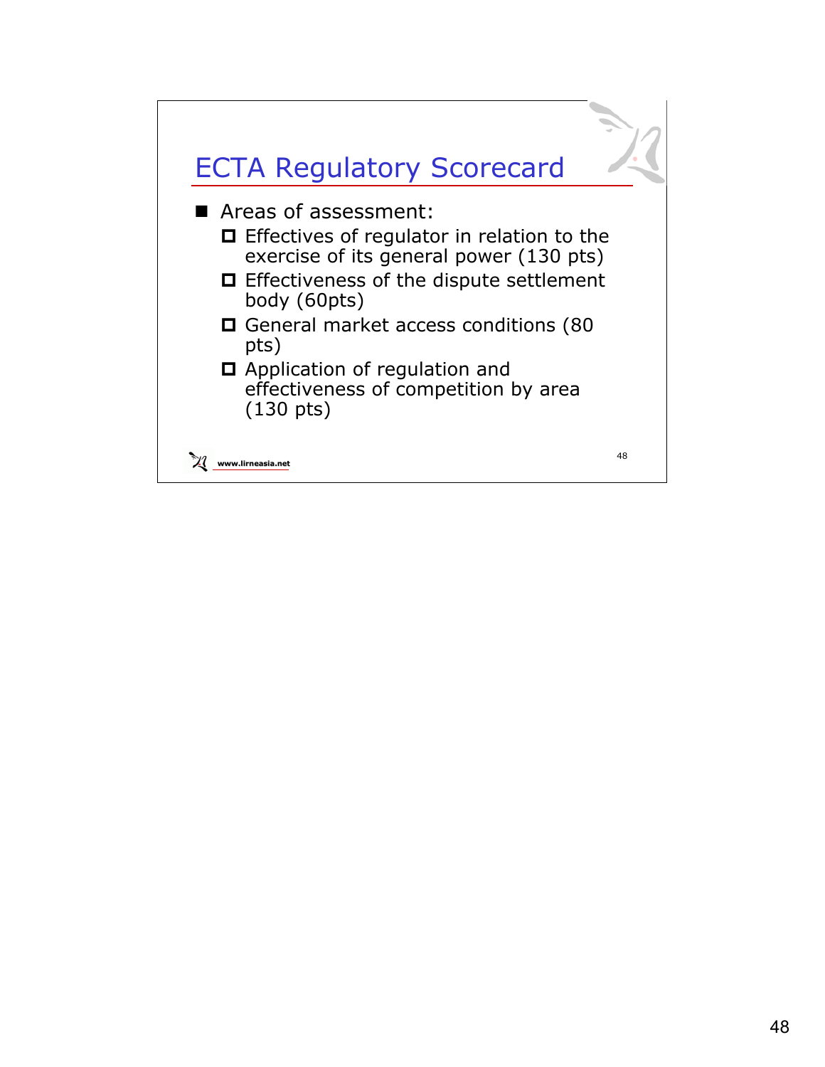## ECTA Regulatory Scorecard

- Areas of assessment:
  - Effectives of regulator in relation to the exercise of its general power (130 pts)
  - Effectiveness of the dispute settlement body (60pts)
  - General market access conditions (80 pts)
  - Application of regulation and effectiveness of competition by area (130 pts)

www.lirneasia.net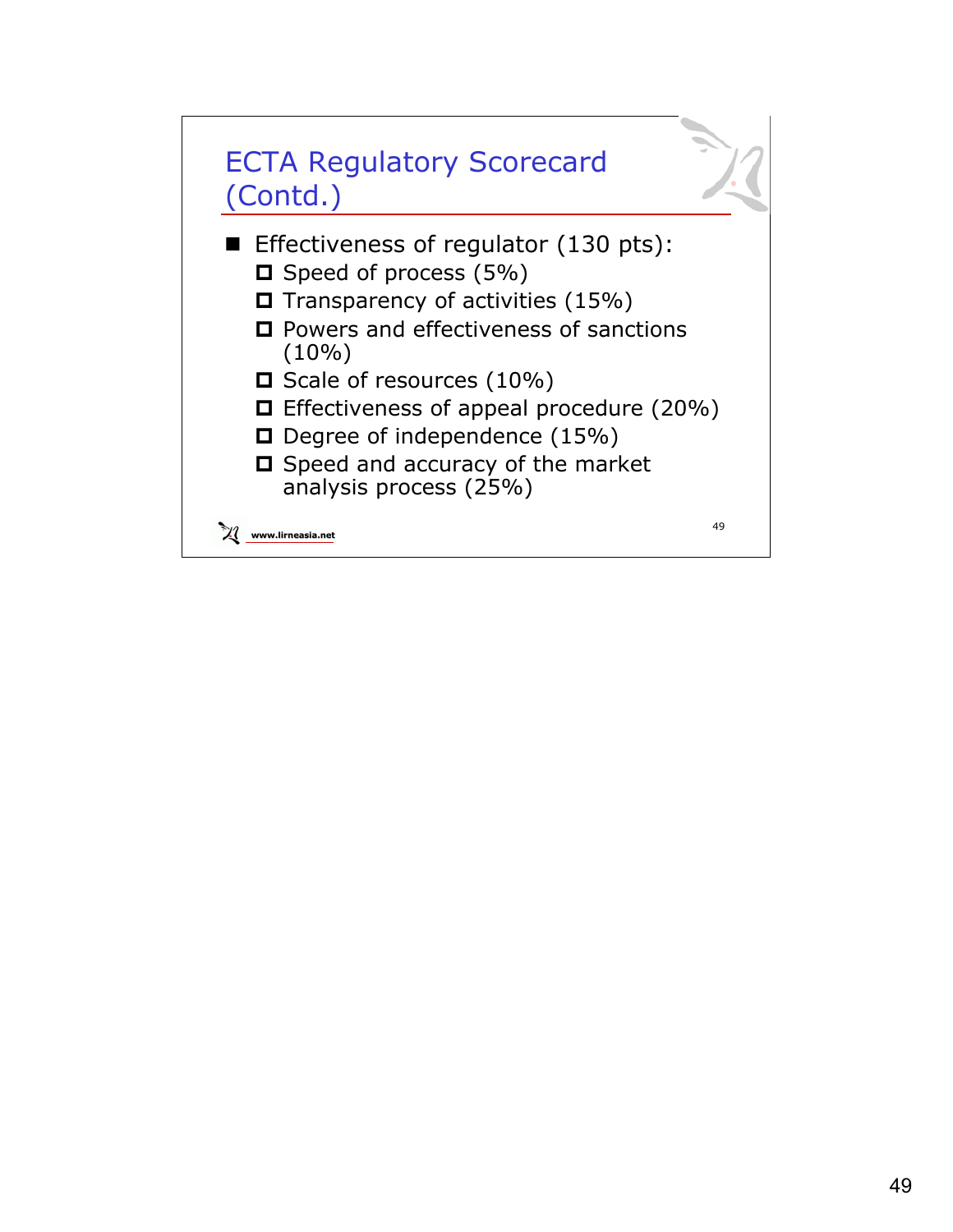## ECTA Regulatory Scorecard (Contd.)

- Effectiveness of regulator (130 pts):
  - Speed of process (5%)
  - Transparency of activities (15%)
  - Powers and effectiveness of sanctions (10%)
  - Scale of resources (10%)
  - Effectiveness of appeal procedure (20%)
  - Degree of independence (15%)
  - Speed and accuracy of the market analysis process (25%)

www.lirneasia.net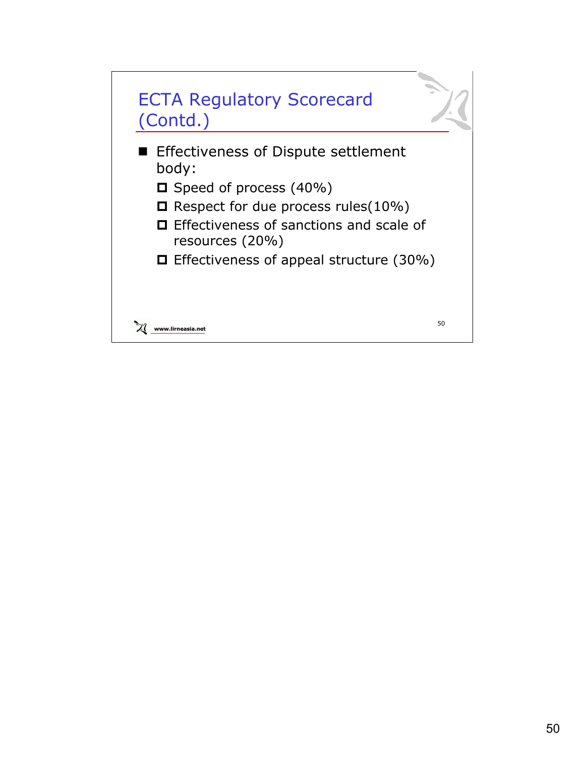## ECTA Regulatory Scorecard (Contd.)

- Effectiveness of Dispute settlement body:
  - Speed of process (40%)
  - Respect for due process rules(10%)
  - Effectiveness of sanctions and scale of resources (20%)
  - Effectiveness of appeal structure (30%)

www.lirneasia.net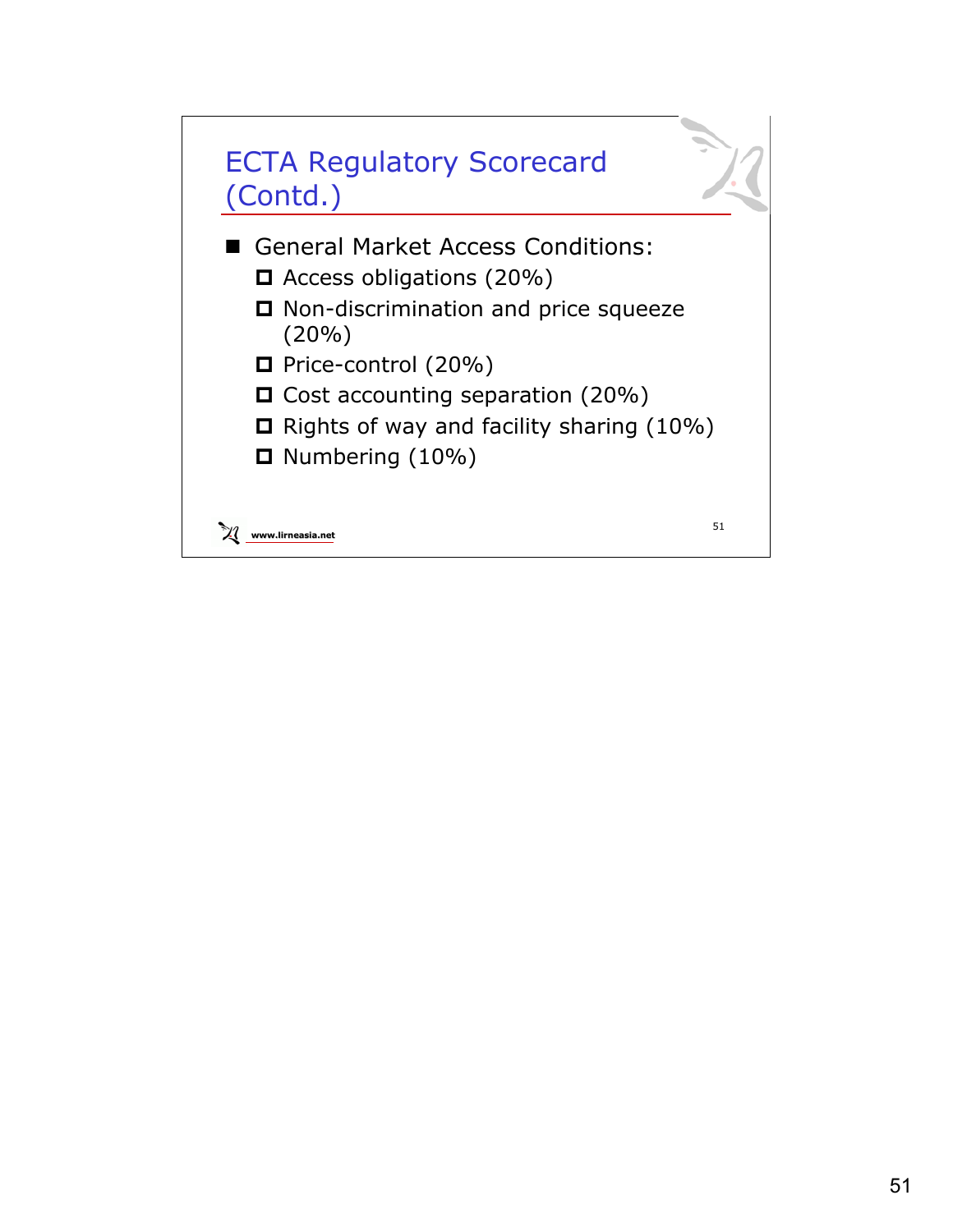# ECTA Regulatory Scorecard (Contd.)

- General Market Access Conditions:
  - Access obligations (20%)
  - Non-discrimination and price squeeze (20%)
  - Price-control (20%)
  - Cost accounting separation (20%)
  - Rights of way and facility sharing (10%)
  - Numbering (10%)

www.lirneasia.net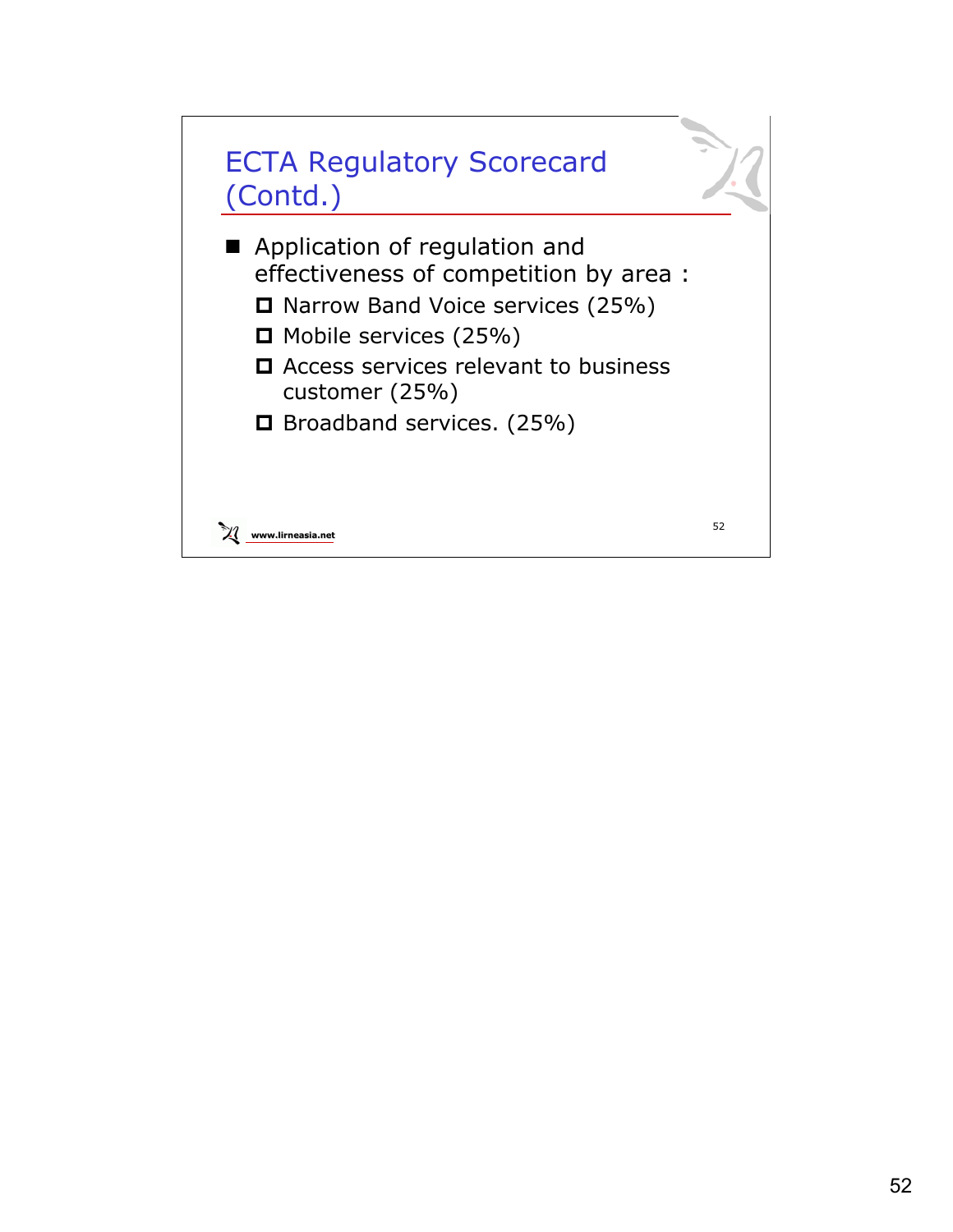## ECTA Regulatory Scorecard (Contd.)

- Application of regulation and effectiveness of competition by area :
  - Narrow Band Voice services (25%)
  - Mobile services (25%)
  - Access services relevant to business customer (25%)
  - Broadband services. (25%)

www.lirneasia.net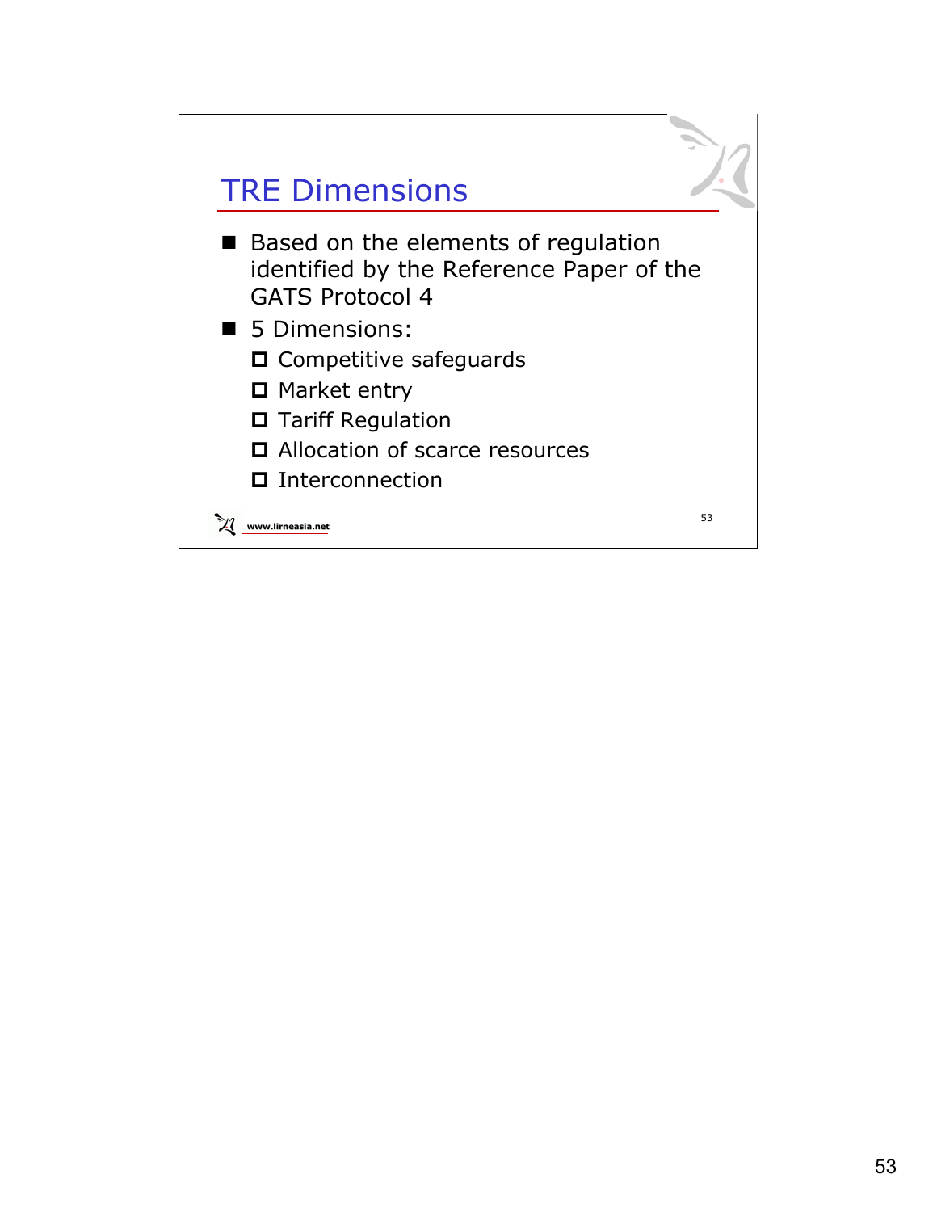## TRE Dimensions

- Based on the elements of regulation identified by the Reference Paper of the GATS Protocol 4
- 5 Dimensions:
  - Competitive safeguards
  - Market entry
  - Tariff Regulation
  - Allocation of scarce resources
  - Interconnection

www.lirneasia.net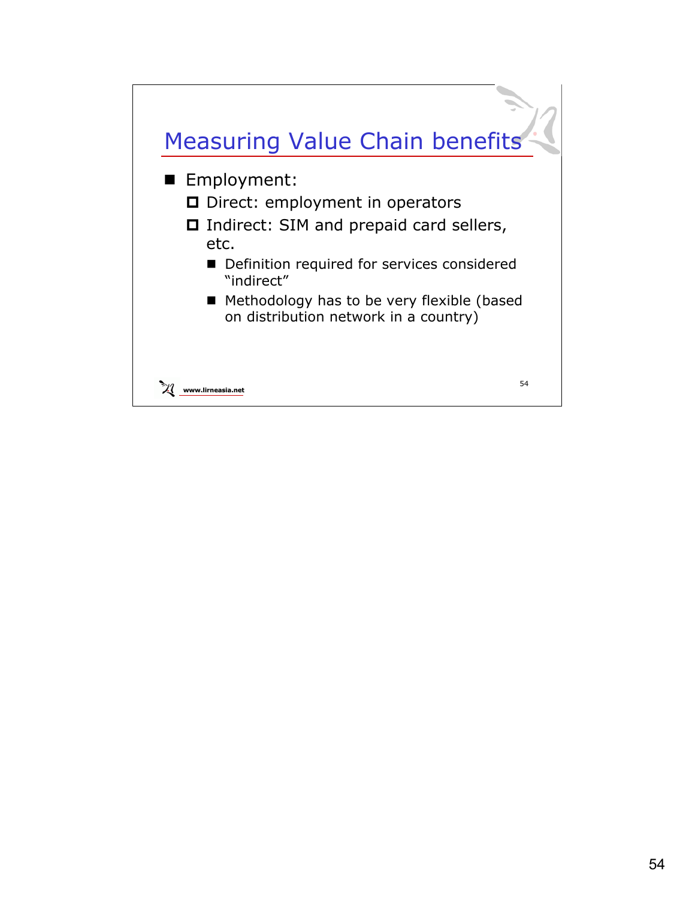## Measuring Value Chain benefits

- Employment:
  - Direct: employment in operators
  - Indirect: SIM and prepaid card sellers, etc.
    - Definition required for services considered “indirect”
    - Methodology has to be very flexible (based on distribution network in a country)

www.lirneasia.net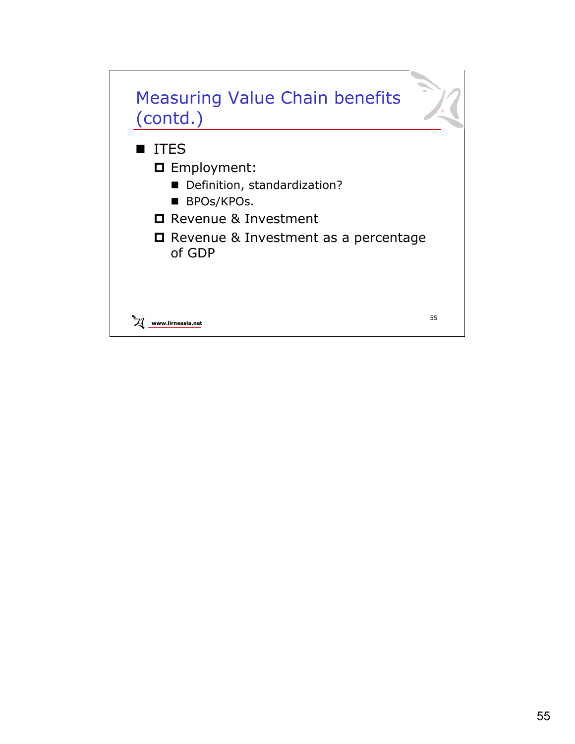# Measuring Value Chain benefits (contd.)

- ITES
  - Employment:
    - Definition, standardization?
    - BPOs/KPOs.
  - Revenue & Investment
  - Revenue & Investment as a percentage of GDP

www.lirneasia.net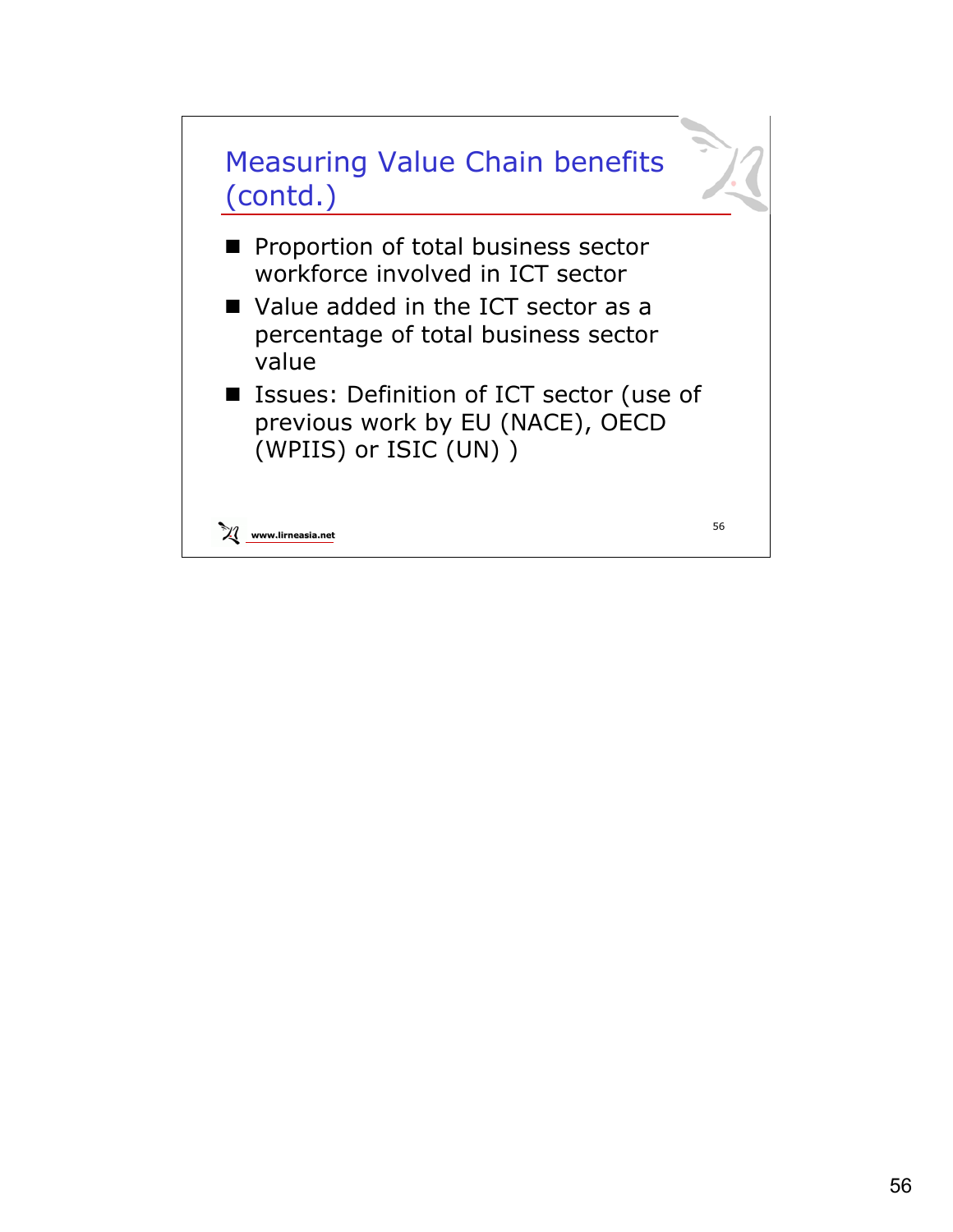## Measuring Value Chain benefits (contd.)

- Proportion of total business sector workforce involved in ICT sector
- Value added in the ICT sector as a percentage of total business sector value
- Issues: Definition of ICT sector (use of previous work by EU (NACE), OECD (WPIIS) or ISIC (UN) )

www.lirneasia.net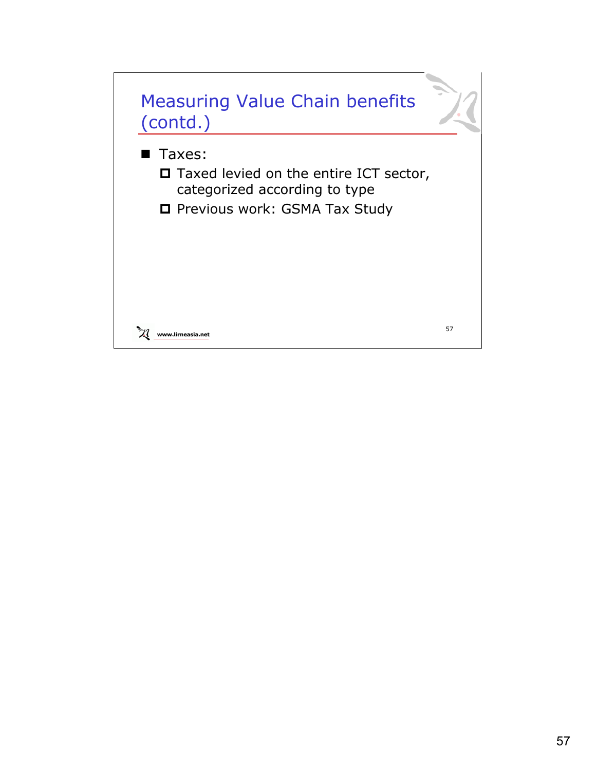# Measuring Value Chain benefits (contd.)

- Taxes:
  - Taxed levied on the entire ICT sector, categorized according to type
  - Previous work: GSMA Tax Study

www.lirneasia.net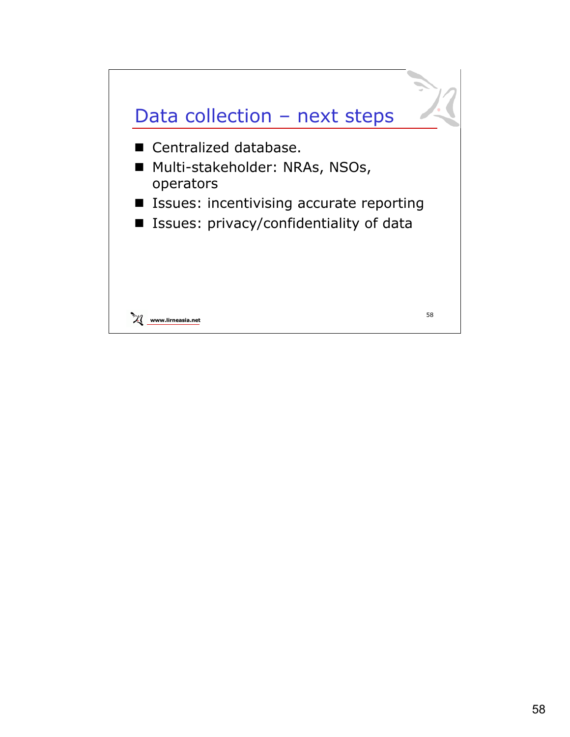## Data collection – next steps

- Centralized database.
- Multi-stakeholder: NRAs, NSOs, operators
- Issues: incentivising accurate reporting
- Issues: privacy/confidentiality of data

www.lirneasia.net